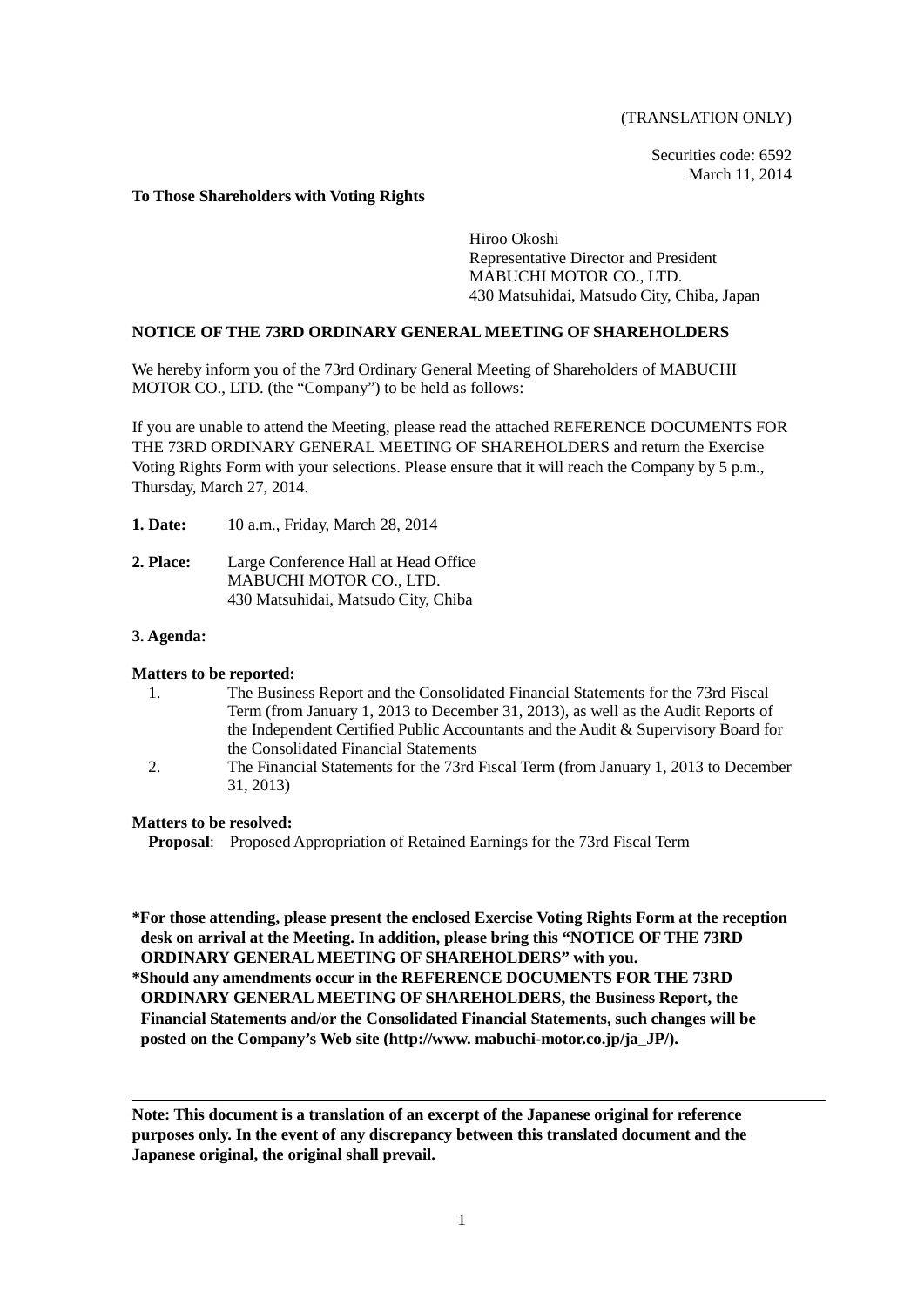(TRANSLATION ONLY)

Securities code: 6592
March 11, 2014

**To Those Shareholders with Voting Rights**

Hiroo Okoshi
Representative Director and President
MABUCHI MOTOR CO., LTD.
430 Matsuhidai, Matsudo City, Chiba, Japan

## NOTICE OF THE 73RD ORDINARY GENERAL MEETING OF SHAREHOLDERS

We hereby inform you of the 73rd Ordinary General Meeting of Shareholders of MABUCHI MOTOR CO., LTD. (the "Company") to be held as follows:

If you are unable to attend the Meeting, please read the attached REFERENCE DOCUMENTS FOR THE 73RD ORDINARY GENERAL MEETING OF SHAREHOLDERS and return the Exercise Voting Rights Form with your selections. Please ensure that it will reach the Company by 5 p.m., Thursday, March 27, 2014.

**1. Date:** 10 a.m., Friday, March 28, 2014

**2. Place:** Large Conference Hall at Head Office
MABUCHI MOTOR CO., LTD.
430 Matsuhidai, Matsudo City, Chiba

**3. Agenda:**

**Matters to be reported:**

1. The Business Report and the Consolidated Financial Statements for the 73rd Fiscal Term (from January 1, 2013 to December 31, 2013), as well as the Audit Reports of the Independent Certified Public Accountants and the Audit & Supervisory Board for the Consolidated Financial Statements
2. The Financial Statements for the 73rd Fiscal Term (from January 1, 2013 to December 31, 2013)

**Matters to be resolved:**

**Proposal**: Proposed Appropriation of Retained Earnings for the 73rd Fiscal Term

**\*For those attending, please present the enclosed Exercise Voting Rights Form at the reception desk on arrival at the Meeting. In addition, please bring this "NOTICE OF THE 73RD ORDINARY GENERAL MEETING OF SHAREHOLDERS" with you.**

**\*Should any amendments occur in the REFERENCE DOCUMENTS FOR THE 73RD ORDINARY GENERAL MEETING OF SHAREHOLDERS, the Business Report, the Financial Statements and/or the Consolidated Financial Statements, such changes will be posted on the Company's Web site (http://www. mabuchi-motor.co.jp/ja_JP/).**

---

**Note: This document is a translation of an excerpt of the Japanese original for reference purposes only. In the event of any discrepancy between this translated document and the Japanese original, the original shall prevail.**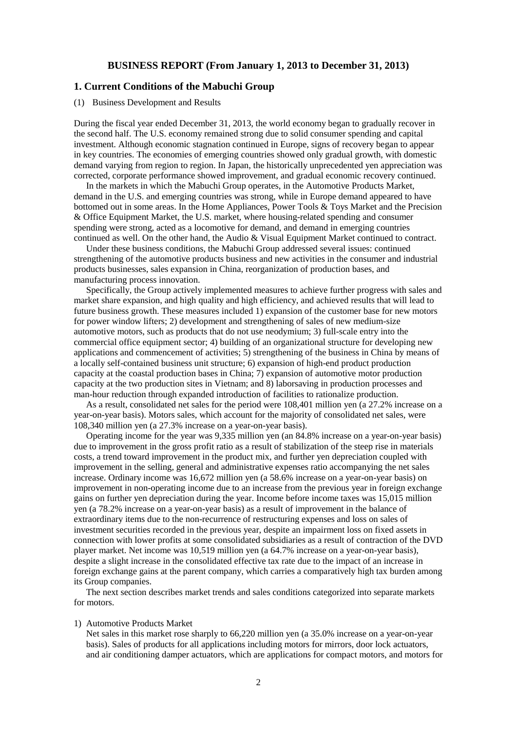## BUSINESS REPORT (From January 1, 2013 to December 31, 2013)

### 1. Current Conditions of the Mabuchi Group

(1) Business Development and Results

During the fiscal year ended December 31, 2013, the world economy began to gradually recover in the second half. The U.S. economy remained strong due to solid consumer spending and capital investment. Although economic stagnation continued in Europe, signs of recovery began to appear in key countries. The economies of emerging countries showed only gradual growth, with domestic demand varying from region to region. In Japan, the historically unprecedented yen appreciation was corrected, corporate performance showed improvement, and gradual economic recovery continued.

In the markets in which the Mabuchi Group operates, in the Automotive Products Market, demand in the U.S. and emerging countries was strong, while in Europe demand appeared to have bottomed out in some areas. In the Home Appliances, Power Tools & Toys Market and the Precision & Office Equipment Market, the U.S. market, where housing-related spending and consumer spending were strong, acted as a locomotive for demand, and demand in emerging countries continued as well. On the other hand, the Audio & Visual Equipment Market continued to contract.

Under these business conditions, the Mabuchi Group addressed several issues: continued strengthening of the automotive products business and new activities in the consumer and industrial products businesses, sales expansion in China, reorganization of production bases, and manufacturing process innovation.

Specifically, the Group actively implemented measures to achieve further progress with sales and market share expansion, and high quality and high efficiency, and achieved results that will lead to future business growth. These measures included 1) expansion of the customer base for new motors for power window lifters; 2) development and strengthening of sales of new medium-size automotive motors, such as products that do not use neodymium; 3) full-scale entry into the commercial office equipment sector; 4) building of an organizational structure for developing new applications and commencement of activities; 5) strengthening of the business in China by means of a locally self-contained business unit structure; 6) expansion of high-end product production capacity at the coastal production bases in China; 7) expansion of automotive motor production capacity at the two production sites in Vietnam; and 8) laborsaving in production processes and man-hour reduction through expanded introduction of facilities to rationalize production.

As a result, consolidated net sales for the period were 108,401 million yen (a 27.2% increase on a year-on-year basis). Motors sales, which account for the majority of consolidated net sales, were 108,340 million yen (a 27.3% increase on a year-on-year basis).

Operating income for the year was 9,335 million yen (an 84.8% increase on a year-on-year basis) due to improvement in the gross profit ratio as a result of stabilization of the steep rise in materials costs, a trend toward improvement in the product mix, and further yen depreciation coupled with improvement in the selling, general and administrative expenses ratio accompanying the net sales increase. Ordinary income was 16,672 million yen (a 58.6% increase on a year-on-year basis) on improvement in non-operating income due to an increase from the previous year in foreign exchange gains on further yen depreciation during the year. Income before income taxes was 15,015 million yen (a 78.2% increase on a year-on-year basis) as a result of improvement in the balance of extraordinary items due to the non-recurrence of restructuring expenses and loss on sales of investment securities recorded in the previous year, despite an impairment loss on fixed assets in connection with lower profits at some consolidated subsidiaries as a result of contraction of the DVD player market. Net income was 10,519 million yen (a 64.7% increase on a year-on-year basis), despite a slight increase in the consolidated effective tax rate due to the impact of an increase in foreign exchange gains at the parent company, which carries a comparatively high tax burden among its Group companies.

The next section describes market trends and sales conditions categorized into separate markets for motors.

1) Automotive Products Market

Net sales in this market rose sharply to 66,220 million yen (a 35.0% increase on a year-on-year basis). Sales of products for all applications including motors for mirrors, door lock actuators, and air conditioning damper actuators, which are applications for compact motors, and motors for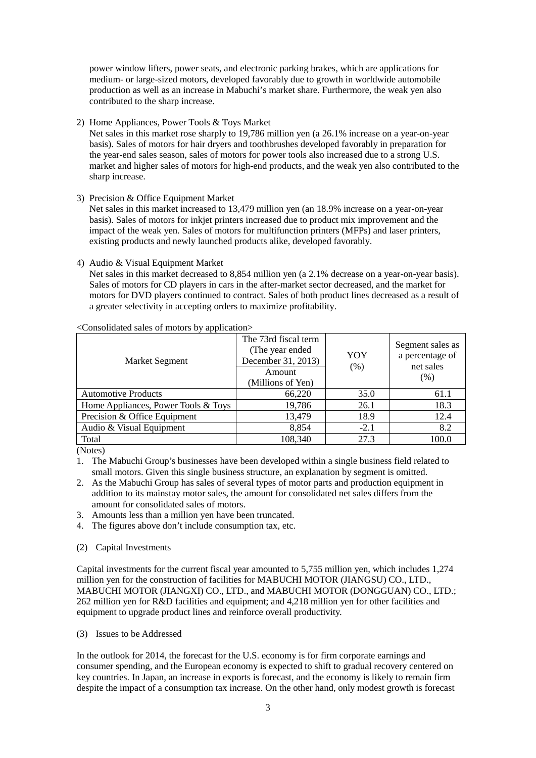power window lifters, power seats, and electronic parking brakes, which are applications for medium- or large-sized motors, developed favorably due to growth in worldwide automobile production as well as an increase in Mabuchi's market share. Furthermore, the weak yen also contributed to the sharp increase.

2) Home Appliances, Power Tools & Toys Market

   Net sales in this market rose sharply to 19,786 million yen (a 26.1% increase on a year-on-year basis). Sales of motors for hair dryers and toothbrushes developed favorably in preparation for the year-end sales season, sales of motors for power tools also increased due to a strong U.S. market and higher sales of motors for high-end products, and the weak yen also contributed to the sharp increase.

3) Precision & Office Equipment Market

   Net sales in this market increased to 13,479 million yen (an 18.9% increase on a year-on-year basis). Sales of motors for inkjet printers increased due to product mix improvement and the impact of the weak yen. Sales of motors for multifunction printers (MFPs) and laser printers, existing products and newly launched products alike, developed favorably.

4) Audio & Visual Equipment Market

   Net sales in this market decreased to 8,854 million yen (a 2.1% decrease on a year-on-year basis). Sales of motors for CD players in cars in the after-market sector decreased, and the market for motors for DVD players continued to contract. Sales of both product lines decreased as a result of a greater selectivity in accepting orders to maximize profitability.

<Consolidated sales of motors by application>

| Market Segment | The 73rd fiscal term (The year ended December 31, 2013) Amount (Millions of Yen) | YOY (%) | Segment sales as a percentage of net sales (%) |
|---|---|---|---|
| Automotive Products | 66,220 | 35.0 | 61.1 |
| Home Appliances, Power Tools & Toys | 19,786 | 26.1 | 18.3 |
| Precision & Office Equipment | 13,479 | 18.9 | 12.4 |
| Audio & Visual Equipment | 8,854 | -2.1 | 8.2 |
| Total | 108,340 | 27.3 | 100.0 |

(Notes)

1. The Mabuchi Group's businesses have been developed within a single business field related to small motors. Given this single business structure, an explanation by segment is omitted.
2. As the Mabuchi Group has sales of several types of motor parts and production equipment in addition to its mainstay motor sales, the amount for consolidated net sales differs from the amount for consolidated sales of motors.
3. Amounts less than a million yen have been truncated.
4. The figures above don't include consumption tax, etc.

(2) Capital Investments

Capital investments for the current fiscal year amounted to 5,755 million yen, which includes 1,274 million yen for the construction of facilities for MABUCHI MOTOR (JIANGSU) CO., LTD., MABUCHI MOTOR (JIANGXI) CO., LTD., and MABUCHI MOTOR (DONGGUAN) CO., LTD.; 262 million yen for R&D facilities and equipment; and 4,218 million yen for other facilities and equipment to upgrade product lines and reinforce overall productivity.

(3) Issues to be Addressed

In the outlook for 2014, the forecast for the U.S. economy is for firm corporate earnings and consumer spending, and the European economy is expected to shift to gradual recovery centered on key countries. In Japan, an increase in exports is forecast, and the economy is likely to remain firm despite the impact of a consumption tax increase. On the other hand, only modest growth is forecast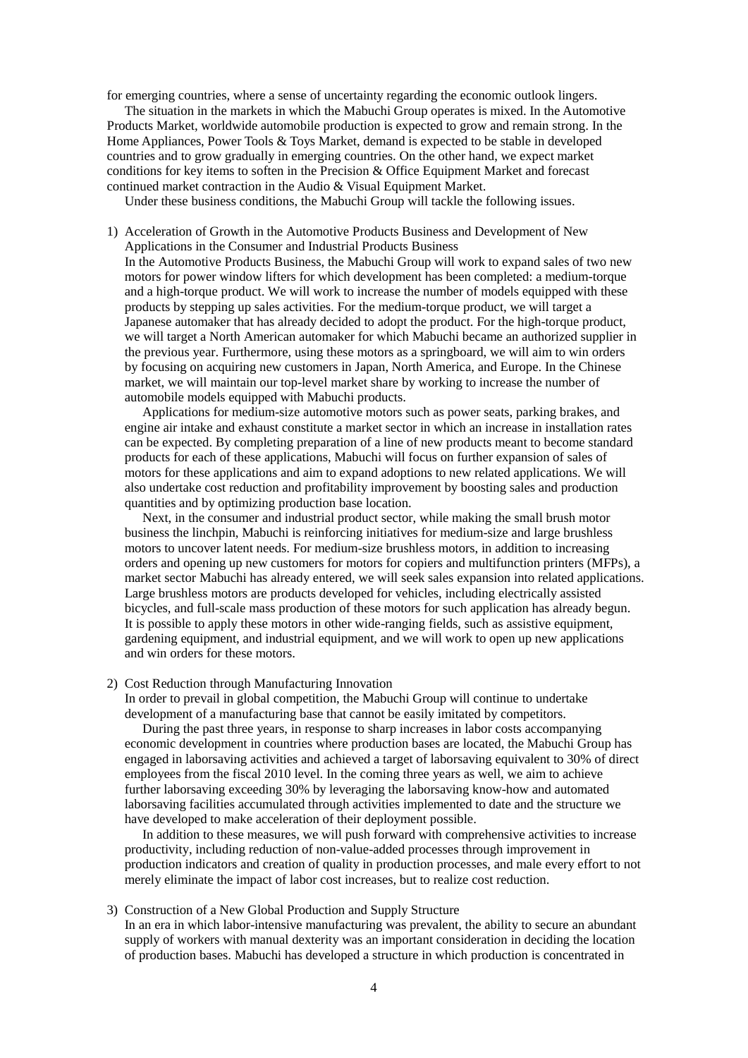for emerging countries, where a sense of uncertainty regarding the economic outlook lingers.

The situation in the markets in which the Mabuchi Group operates is mixed. In the Automotive Products Market, worldwide automobile production is expected to grow and remain strong. In the Home Appliances, Power Tools & Toys Market, demand is expected to be stable in developed countries and to grow gradually in emerging countries. On the other hand, we expect market conditions for key items to soften in the Precision & Office Equipment Market and forecast continued market contraction in the Audio & Visual Equipment Market.

Under these business conditions, the Mabuchi Group will tackle the following issues.

1) Acceleration of Growth in the Automotive Products Business and Development of New Applications in the Consumer and Industrial Products Business

In the Automotive Products Business, the Mabuchi Group will work to expand sales of two new motors for power window lifters for which development has been completed: a medium-torque and a high-torque product. We will work to increase the number of models equipped with these products by stepping up sales activities. For the medium-torque product, we will target a Japanese automaker that has already decided to adopt the product. For the high-torque product, we will target a North American automaker for which Mabuchi became an authorized supplier in the previous year. Furthermore, using these motors as a springboard, we will aim to win orders by focusing on acquiring new customers in Japan, North America, and Europe. In the Chinese market, we will maintain our top-level market share by working to increase the number of automobile models equipped with Mabuchi products.

Applications for medium-size automotive motors such as power seats, parking brakes, and engine air intake and exhaust constitute a market sector in which an increase in installation rates can be expected. By completing preparation of a line of new products meant to become standard products for each of these applications, Mabuchi will focus on further expansion of sales of motors for these applications and aim to expand adoptions to new related applications. We will also undertake cost reduction and profitability improvement by boosting sales and production quantities and by optimizing production base location.

Next, in the consumer and industrial product sector, while making the small brush motor business the linchpin, Mabuchi is reinforcing initiatives for medium-size and large brushless motors to uncover latent needs. For medium-size brushless motors, in addition to increasing orders and opening up new customers for motors for copiers and multifunction printers (MFPs), a market sector Mabuchi has already entered, we will seek sales expansion into related applications. Large brushless motors are products developed for vehicles, including electrically assisted bicycles, and full-scale mass production of these motors for such application has already begun. It is possible to apply these motors in other wide-ranging fields, such as assistive equipment, gardening equipment, and industrial equipment, and we will work to open up new applications and win orders for these motors.

2) Cost Reduction through Manufacturing Innovation

In order to prevail in global competition, the Mabuchi Group will continue to undertake development of a manufacturing base that cannot be easily imitated by competitors.

During the past three years, in response to sharp increases in labor costs accompanying economic development in countries where production bases are located, the Mabuchi Group has engaged in laborsaving activities and achieved a target of laborsaving equivalent to 30% of direct employees from the fiscal 2010 level. In the coming three years as well, we aim to achieve further laborsaving exceeding 30% by leveraging the laborsaving know-how and automated laborsaving facilities accumulated through activities implemented to date and the structure we have developed to make acceleration of their deployment possible.

In addition to these measures, we will push forward with comprehensive activities to increase productivity, including reduction of non-value-added processes through improvement in production indicators and creation of quality in production processes, and male every effort to not merely eliminate the impact of labor cost increases, but to realize cost reduction.

3) Construction of a New Global Production and Supply Structure

In an era in which labor-intensive manufacturing was prevalent, the ability to secure an abundant supply of workers with manual dexterity was an important consideration in deciding the location of production bases. Mabuchi has developed a structure in which production is concentrated in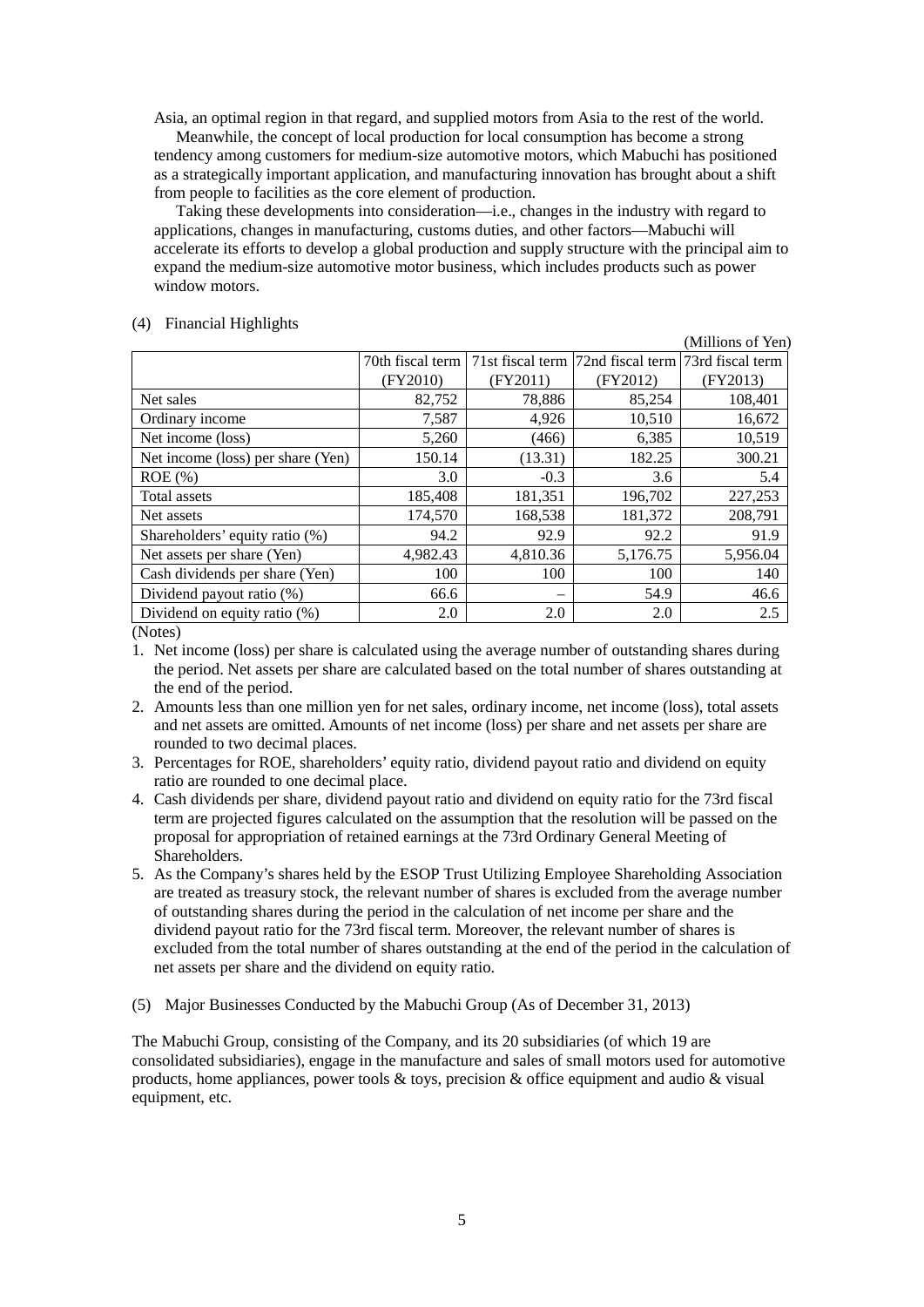Asia, an optimal region in that regard, and supplied motors from Asia to the rest of the world.

Meanwhile, the concept of local production for local consumption has become a strong tendency among customers for medium-size automotive motors, which Mabuchi has positioned as a strategically important application, and manufacturing innovation has brought about a shift from people to facilities as the core element of production.

Taking these developments into consideration—i.e., changes in the industry with regard to applications, changes in manufacturing, customs duties, and other factors—Mabuchi will accelerate its efforts to develop a global production and supply structure with the principal aim to expand the medium-size automotive motor business, which includes products such as power window motors.

(4) Financial Highlights

(Millions of Yen)

| | 70th fiscal term (FY2010) | 71st fiscal term (FY2011) | 72nd fiscal term (FY2012) | 73rd fiscal term (FY2013) |
|---|---|---|---|---|
| Net sales | 82,752 | 78,886 | 85,254 | 108,401 |
| Ordinary income | 7,587 | 4,926 | 10,510 | 16,672 |
| Net income (loss) | 5,260 | (466) | 6,385 | 10,519 |
| Net income (loss) per share (Yen) | 150.14 | (13.31) | 182.25 | 300.21 |
| ROE (%) | 3.0 | -0.3 | 3.6 | 5.4 |
| Total assets | 185,408 | 181,351 | 196,702 | 227,253 |
| Net assets | 174,570 | 168,538 | 181,372 | 208,791 |
| Shareholders' equity ratio (%) | 94.2 | 92.9 | 92.2 | 91.9 |
| Net assets per share (Yen) | 4,982.43 | 4,810.36 | 5,176.75 | 5,956.04 |
| Cash dividends per share (Yen) | 100 | 100 | 100 | 140 |
| Dividend payout ratio (%) | 66.6 | – | 54.9 | 46.6 |
| Dividend on equity ratio (%) | 2.0 | 2.0 | 2.0 | 2.5 |

(Notes)

1. Net income (loss) per share is calculated using the average number of outstanding shares during the period. Net assets per share are calculated based on the total number of shares outstanding at the end of the period.
2. Amounts less than one million yen for net sales, ordinary income, net income (loss), total assets and net assets are omitted. Amounts of net income (loss) per share and net assets per share are rounded to two decimal places.
3. Percentages for ROE, shareholders' equity ratio, dividend payout ratio and dividend on equity ratio are rounded to one decimal place.
4. Cash dividends per share, dividend payout ratio and dividend on equity ratio for the 73rd fiscal term are projected figures calculated on the assumption that the resolution will be passed on the proposal for appropriation of retained earnings at the 73rd Ordinary General Meeting of Shareholders.
5. As the Company's shares held by the ESOP Trust Utilizing Employee Shareholding Association are treated as treasury stock, the relevant number of shares is excluded from the average number of outstanding shares during the period in the calculation of net income per share and the dividend payout ratio for the 73rd fiscal term. Moreover, the relevant number of shares is excluded from the total number of shares outstanding at the end of the period in the calculation of net assets per share and the dividend on equity ratio.

(5) Major Businesses Conducted by the Mabuchi Group (As of December 31, 2013)

The Mabuchi Group, consisting of the Company, and its 20 subsidiaries (of which 19 are consolidated subsidiaries), engage in the manufacture and sales of small motors used for automotive products, home appliances, power tools & toys, precision & office equipment and audio & visual equipment, etc.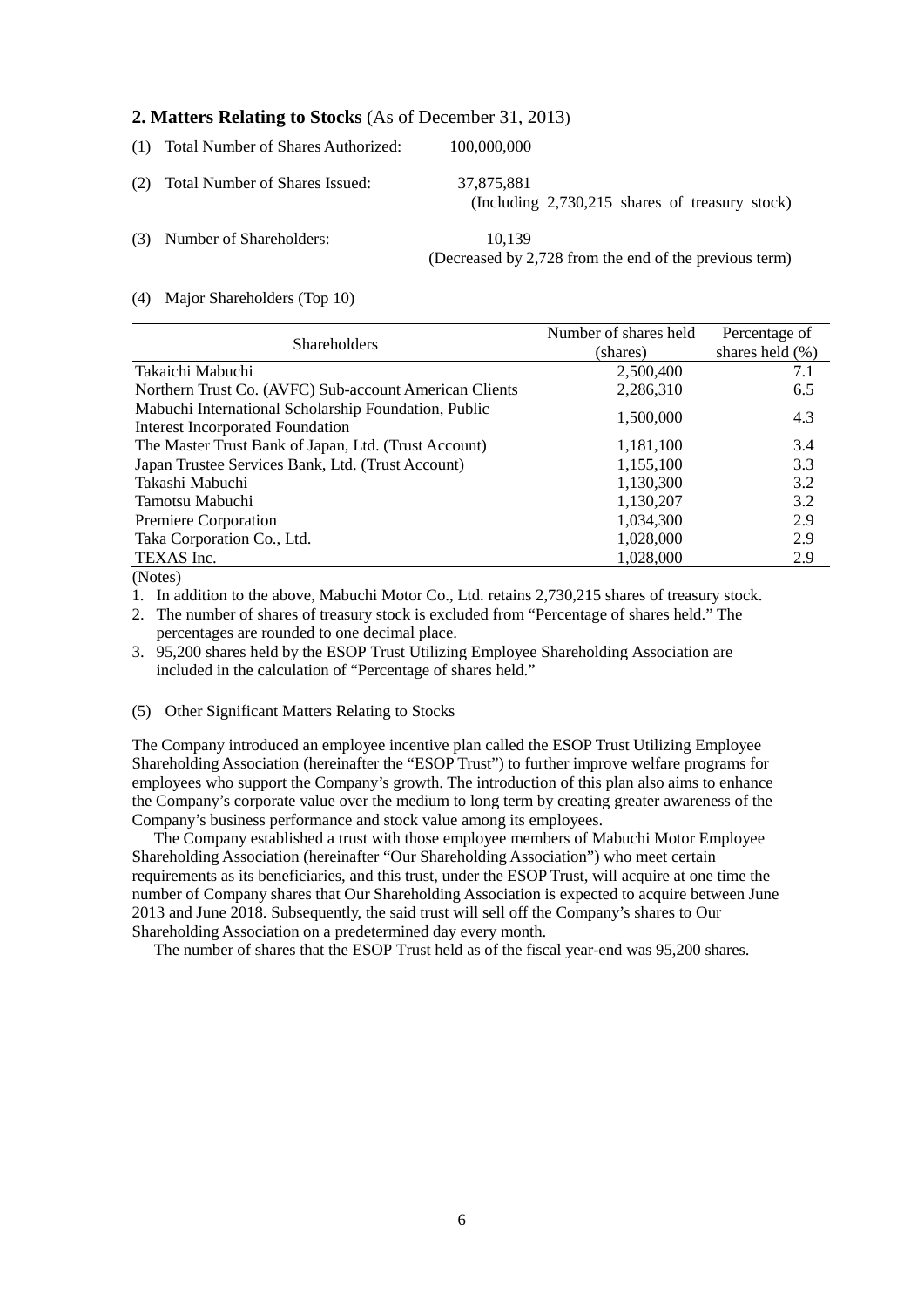## 2. Matters Relating to Stocks (As of December 31, 2013)

(1) Total Number of Shares Authorized: 100,000,000

(2) Total Number of Shares Issued: 37,875,881
(Including 2,730,215 shares of treasury stock)

(3) Number of Shareholders: 10,139
(Decreased by 2,728 from the end of the previous term)

(4) Major Shareholders (Top 10)

| Shareholders | Number of shares held (shares) | Percentage of shares held (%) |
|---|---|---|
| Takaichi Mabuchi | 2,500,400 | 7.1 |
| Northern Trust Co. (AVFC) Sub-account American Clients | 2,286,310 | 6.5 |
| Mabuchi International Scholarship Foundation, Public Interest Incorporated Foundation | 1,500,000 | 4.3 |
| The Master Trust Bank of Japan, Ltd. (Trust Account) | 1,181,100 | 3.4 |
| Japan Trustee Services Bank, Ltd. (Trust Account) | 1,155,100 | 3.3 |
| Takashi Mabuchi | 1,130,300 | 3.2 |
| Tamotsu Mabuchi | 1,130,207 | 3.2 |
| Premiere Corporation | 1,034,300 | 2.9 |
| Taka Corporation Co., Ltd. | 1,028,000 | 2.9 |
| TEXAS Inc. | 1,028,000 | 2.9 |

(Notes)

1. In addition to the above, Mabuchi Motor Co., Ltd. retains 2,730,215 shares of treasury stock.
2. The number of shares of treasury stock is excluded from "Percentage of shares held." The percentages are rounded to one decimal place.
3. 95,200 shares held by the ESOP Trust Utilizing Employee Shareholding Association are included in the calculation of "Percentage of shares held."

(5) Other Significant Matters Relating to Stocks

The Company introduced an employee incentive plan called the ESOP Trust Utilizing Employee Shareholding Association (hereinafter the "ESOP Trust") to further improve welfare programs for employees who support the Company's growth. The introduction of this plan also aims to enhance the Company's corporate value over the medium to long term by creating greater awareness of the Company's business performance and stock value among its employees.

The Company established a trust with those employee members of Mabuchi Motor Employee Shareholding Association (hereinafter "Our Shareholding Association") who meet certain requirements as its beneficiaries, and this trust, under the ESOP Trust, will acquire at one time the number of Company shares that Our Shareholding Association is expected to acquire between June 2013 and June 2018. Subsequently, the said trust will sell off the Company's shares to Our Shareholding Association on a predetermined day every month.

The number of shares that the ESOP Trust held as of the fiscal year-end was 95,200 shares.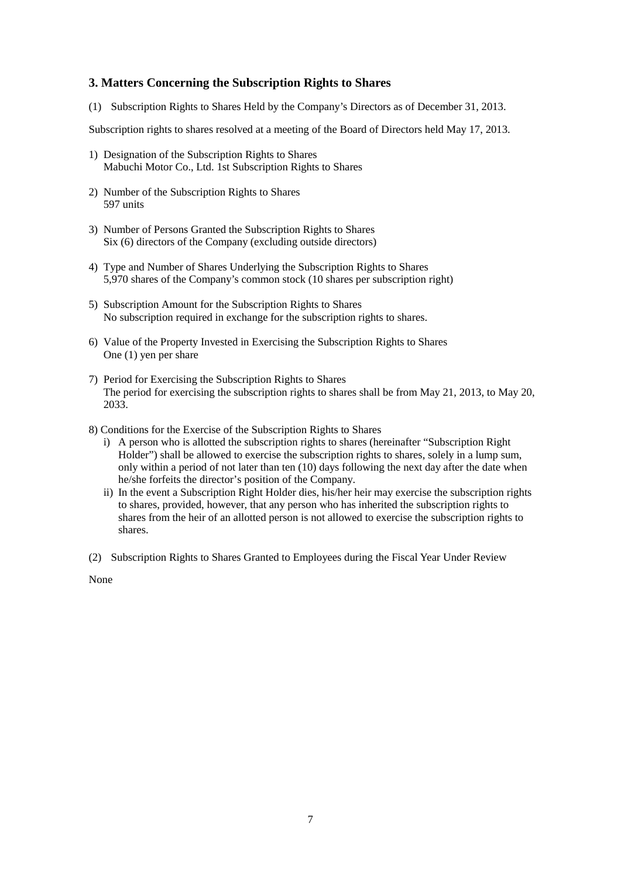## 3. Matters Concerning the Subscription Rights to Shares

(1) Subscription Rights to Shares Held by the Company's Directors as of December 31, 2013.

Subscription rights to shares resolved at a meeting of the Board of Directors held May 17, 2013.

1) Designation of the Subscription Rights to Shares
   Mabuchi Motor Co., Ltd. 1st Subscription Rights to Shares

2) Number of the Subscription Rights to Shares
   597 units

3) Number of Persons Granted the Subscription Rights to Shares
   Six (6) directors of the Company (excluding outside directors)

4) Type and Number of Shares Underlying the Subscription Rights to Shares
   5,970 shares of the Company's common stock (10 shares per subscription right)

5) Subscription Amount for the Subscription Rights to Shares
   No subscription required in exchange for the subscription rights to shares.

6) Value of the Property Invested in Exercising the Subscription Rights to Shares
   One (1) yen per share

7) Period for Exercising the Subscription Rights to Shares
   The period for exercising the subscription rights to shares shall be from May 21, 2013, to May 20, 2033.

8) Conditions for the Exercise of the Subscription Rights to Shares
   i) A person who is allotted the subscription rights to shares (hereinafter "Subscription Right Holder") shall be allowed to exercise the subscription rights to shares, solely in a lump sum, only within a period of not later than ten (10) days following the next day after the date when he/she forfeits the director's position of the Company.
   ii) In the event a Subscription Right Holder dies, his/her heir may exercise the subscription rights to shares, provided, however, that any person who has inherited the subscription rights to shares from the heir of an allotted person is not allowed to exercise the subscription rights to shares.

(2) Subscription Rights to Shares Granted to Employees during the Fiscal Year Under Review

None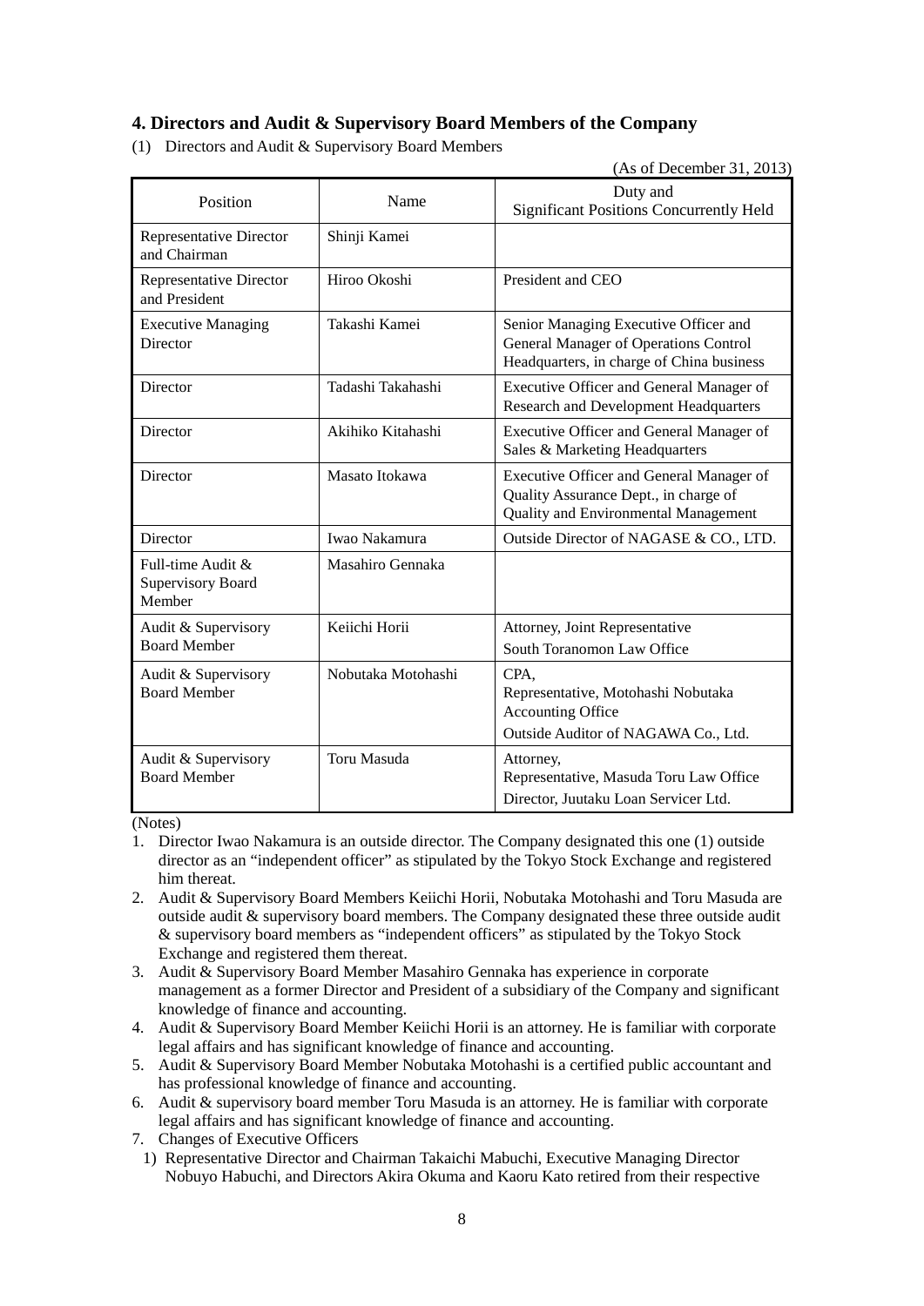## 4. Directors and Audit & Supervisory Board Members of the Company

(1) Directors and Audit & Supervisory Board Members

(As of December 31, 2013)

| Position | Name | Duty and Significant Positions Concurrently Held |
|---|---|---|
| Representative Director and Chairman | Shinji Kamei | |
| Representative Director and President | Hiroo Okoshi | President and CEO |
| Executive Managing Director | Takashi Kamei | Senior Managing Executive Officer and General Manager of Operations Control Headquarters, in charge of China business |
| Director | Tadashi Takahashi | Executive Officer and General Manager of Research and Development Headquarters |
| Director | Akihiko Kitahashi | Executive Officer and General Manager of Sales & Marketing Headquarters |
| Director | Masato Itokawa | Executive Officer and General Manager of Quality Assurance Dept., in charge of Quality and Environmental Management |
| Director | Iwao Nakamura | Outside Director of NAGASE & CO., LTD. |
| Full-time Audit & Supervisory Board Member | Masahiro Gennaka | |
| Audit & Supervisory Board Member | Keiichi Horii | Attorney, Joint Representative<br>South Toranomon Law Office |
| Audit & Supervisory Board Member | Nobutaka Motohashi | CPA,<br>Representative, Motohashi Nobutaka Accounting Office<br>Outside Auditor of NAGAWA Co., Ltd. |
| Audit & Supervisory Board Member | Toru Masuda | Attorney,<br>Representative, Masuda Toru Law Office<br>Director, Juutaku Loan Servicer Ltd. |

(Notes)

1. Director Iwao Nakamura is an outside director. The Company designated this one (1) outside director as an "independent officer" as stipulated by the Tokyo Stock Exchange and registered him thereat.
2. Audit & Supervisory Board Members Keiichi Horii, Nobutaka Motohashi and Toru Masuda are outside audit & supervisory board members. The Company designated these three outside audit & supervisory board members as "independent officers" as stipulated by the Tokyo Stock Exchange and registered them thereat.
3. Audit & Supervisory Board Member Masahiro Gennaka has experience in corporate management as a former Director and President of a subsidiary of the Company and significant knowledge of finance and accounting.
4. Audit & Supervisory Board Member Keiichi Horii is an attorney. He is familiar with corporate legal affairs and has significant knowledge of finance and accounting.
5. Audit & Supervisory Board Member Nobutaka Motohashi is a certified public accountant and has professional knowledge of finance and accounting.
6. Audit & supervisory board member Toru Masuda is an attorney. He is familiar with corporate legal affairs and has significant knowledge of finance and accounting.
7. Changes of Executive Officers
   1) Representative Director and Chairman Takaichi Mabuchi, Executive Managing Director Nobuyo Habuchi, and Directors Akira Okuma and Kaoru Kato retired from their respective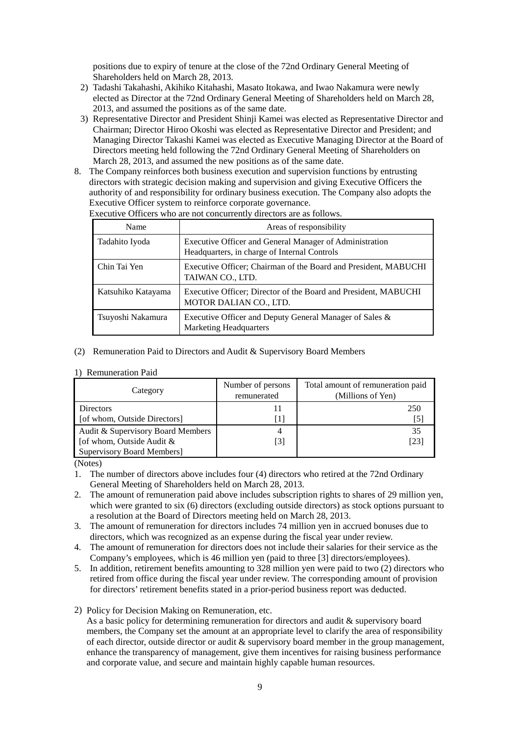positions due to expiry of tenure at the close of the 72nd Ordinary General Meeting of Shareholders held on March 28, 2013.

2) Tadashi Takahashi, Akihiko Kitahashi, Masato Itokawa, and Iwao Nakamura were newly elected as Director at the 72nd Ordinary General Meeting of Shareholders held on March 28, 2013, and assumed the positions as of the same date.

3) Representative Director and President Shinji Kamei was elected as Representative Director and Chairman; Director Hiroo Okoshi was elected as Representative Director and President; and Managing Director Takashi Kamei was elected as Executive Managing Director at the Board of Directors meeting held following the 72nd Ordinary General Meeting of Shareholders on March 28, 2013, and assumed the new positions as of the same date.

8. The Company reinforces both business execution and supervision functions by entrusting directors with strategic decision making and supervision and giving Executive Officers the authority of and responsibility for ordinary business execution. The Company also adopts the Executive Officer system to reinforce corporate governance.
   Executive Officers who are not concurrently directors are as follows.

| Name | Areas of responsibility |
|---|---|
| Tadahito Iyoda | Executive Officer and General Manager of Administration Headquarters, in charge of Internal Controls |
| Chin Tai Yen | Executive Officer; Chairman of the Board and President, MABUCHI TAIWAN CO., LTD. |
| Katsuhiko Katayama | Executive Officer; Director of the Board and President, MABUCHI MOTOR DALIAN CO., LTD. |
| Tsuyoshi Nakamura | Executive Officer and Deputy General Manager of Sales & Marketing Headquarters |

(2) Remuneration Paid to Directors and Audit & Supervisory Board Members

1) Remuneration Paid

| Category | Number of persons remunerated | Total amount of remuneration paid (Millions of Yen) |
|---|---|---|
| Directors<br>[of whom, Outside Directors] | 11<br>[1] | 250<br>[5] |
| Audit & Supervisory Board Members<br>[of whom, Outside Audit & Supervisory Board Members] | 4<br>[3] | 35<br>[23] |

(Notes)

1. The number of directors above includes four (4) directors who retired at the 72nd Ordinary General Meeting of Shareholders held on March 28, 2013.
2. The amount of remuneration paid above includes subscription rights to shares of 29 million yen, which were granted to six (6) directors (excluding outside directors) as stock options pursuant to a resolution at the Board of Directors meeting held on March 28, 2013.
3. The amount of remuneration for directors includes 74 million yen in accrued bonuses due to directors, which was recognized as an expense during the fiscal year under review.
4. The amount of remuneration for directors does not include their salaries for their service as the Company's employees, which is 46 million yen (paid to three [3] directors/employees).
5. In addition, retirement benefits amounting to 328 million yen were paid to two (2) directors who retired from office during the fiscal year under review. The corresponding amount of provision for directors' retirement benefits stated in a prior-period business report was deducted.

2) Policy for Decision Making on Remuneration, etc.

As a basic policy for determining remuneration for directors and audit & supervisory board members, the Company set the amount at an appropriate level to clarify the area of responsibility of each director, outside director or audit & supervisory board member in the group management, enhance the transparency of management, give them incentives for raising business performance and corporate value, and secure and maintain highly capable human resources.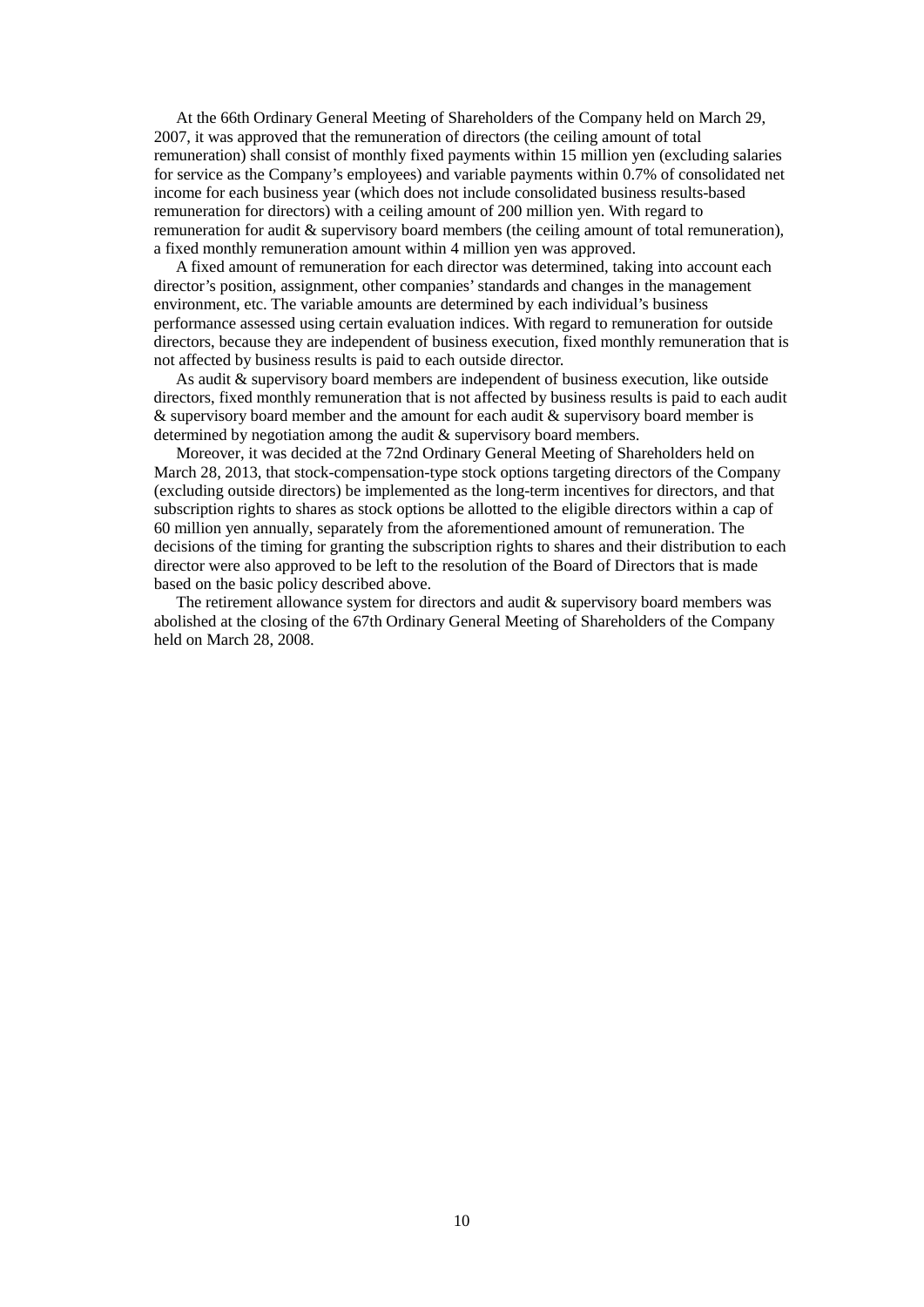At the 66th Ordinary General Meeting of Shareholders of the Company held on March 29, 2007, it was approved that the remuneration of directors (the ceiling amount of total remuneration) shall consist of monthly fixed payments within 15 million yen (excluding salaries for service as the Company's employees) and variable payments within 0.7% of consolidated net income for each business year (which does not include consolidated business results-based remuneration for directors) with a ceiling amount of 200 million yen. With regard to remuneration for audit & supervisory board members (the ceiling amount of total remuneration), a fixed monthly remuneration amount within 4 million yen was approved.

A fixed amount of remuneration for each director was determined, taking into account each director's position, assignment, other companies' standards and changes in the management environment, etc. The variable amounts are determined by each individual's business performance assessed using certain evaluation indices. With regard to remuneration for outside directors, because they are independent of business execution, fixed monthly remuneration that is not affected by business results is paid to each outside director.

As audit & supervisory board members are independent of business execution, like outside directors, fixed monthly remuneration that is not affected by business results is paid to each audit & supervisory board member and the amount for each audit & supervisory board member is determined by negotiation among the audit & supervisory board members.

Moreover, it was decided at the 72nd Ordinary General Meeting of Shareholders held on March 28, 2013, that stock-compensation-type stock options targeting directors of the Company (excluding outside directors) be implemented as the long-term incentives for directors, and that subscription rights to shares as stock options be allotted to the eligible directors within a cap of 60 million yen annually, separately from the aforementioned amount of remuneration. The decisions of the timing for granting the subscription rights to shares and their distribution to each director were also approved to be left to the resolution of the Board of Directors that is made based on the basic policy described above.

The retirement allowance system for directors and audit & supervisory board members was abolished at the closing of the 67th Ordinary General Meeting of Shareholders of the Company held on March 28, 2008.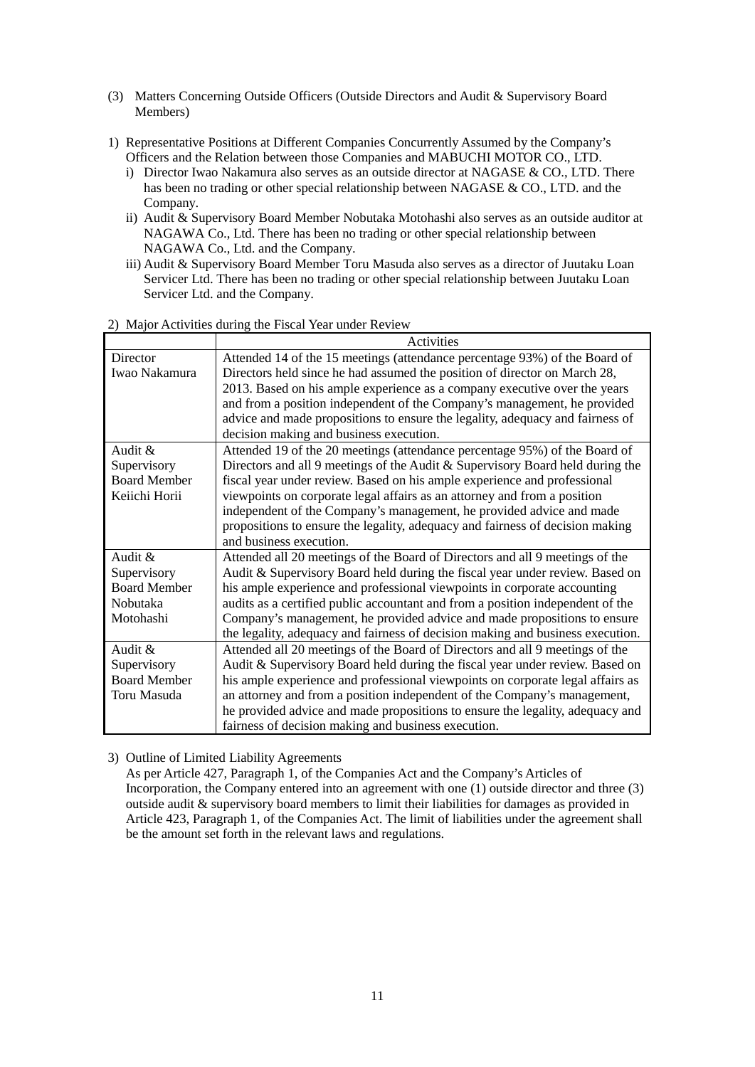(3) Matters Concerning Outside Officers (Outside Directors and Audit & Supervisory Board Members)

1) Representative Positions at Different Companies Concurrently Assumed by the Company's Officers and the Relation between those Companies and MABUCHI MOTOR CO., LTD.

   i) Director Iwao Nakamura also serves as an outside director at NAGASE & CO., LTD. There has been no trading or other special relationship between NAGASE & CO., LTD. and the Company.

   ii) Audit & Supervisory Board Member Nobutaka Motohashi also serves as an outside auditor at NAGAWA Co., Ltd. There has been no trading or other special relationship between NAGAWA Co., Ltd. and the Company.

   iii) Audit & Supervisory Board Member Toru Masuda also serves as a director of Juutaku Loan Servicer Ltd. There has been no trading or other special relationship between Juutaku Loan Servicer Ltd. and the Company.

2) Major Activities during the Fiscal Year under Review

| | Activities |
|---|---|
| Director Iwao Nakamura | Attended 14 of the 15 meetings (attendance percentage 93%) of the Board of Directors held since he had assumed the position of director on March 28, 2013. Based on his ample experience as a company executive over the years and from a position independent of the Company's management, he provided advice and made propositions to ensure the legality, adequacy and fairness of decision making and business execution. |
| Audit & Supervisory Board Member Keiichi Horii | Attended 19 of the 20 meetings (attendance percentage 95%) of the Board of Directors and all 9 meetings of the Audit & Supervisory Board held during the fiscal year under review. Based on his ample experience and professional viewpoints on corporate legal affairs as an attorney and from a position independent of the Company's management, he provided advice and made propositions to ensure the legality, adequacy and fairness of decision making and business execution. |
| Audit & Supervisory Board Member Nobutaka Motohashi | Attended all 20 meetings of the Board of Directors and all 9 meetings of the Audit & Supervisory Board held during the fiscal year under review. Based on his ample experience and professional viewpoints in corporate accounting audits as a certified public accountant and from a position independent of the Company's management, he provided advice and made propositions to ensure the legality, adequacy and fairness of decision making and business execution. |
| Audit & Supervisory Board Member Toru Masuda | Attended all 20 meetings of the Board of Directors and all 9 meetings of the Audit & Supervisory Board held during the fiscal year under review. Based on his ample experience and professional viewpoints on corporate legal affairs as an attorney and from a position independent of the Company's management, he provided advice and made propositions to ensure the legality, adequacy and fairness of decision making and business execution. |

3) Outline of Limited Liability Agreements

   As per Article 427, Paragraph 1, of the Companies Act and the Company's Articles of Incorporation, the Company entered into an agreement with one (1) outside director and three (3) outside audit & supervisory board members to limit their liabilities for damages as provided in Article 423, Paragraph 1, of the Companies Act. The limit of liabilities under the agreement shall be the amount set forth in the relevant laws and regulations.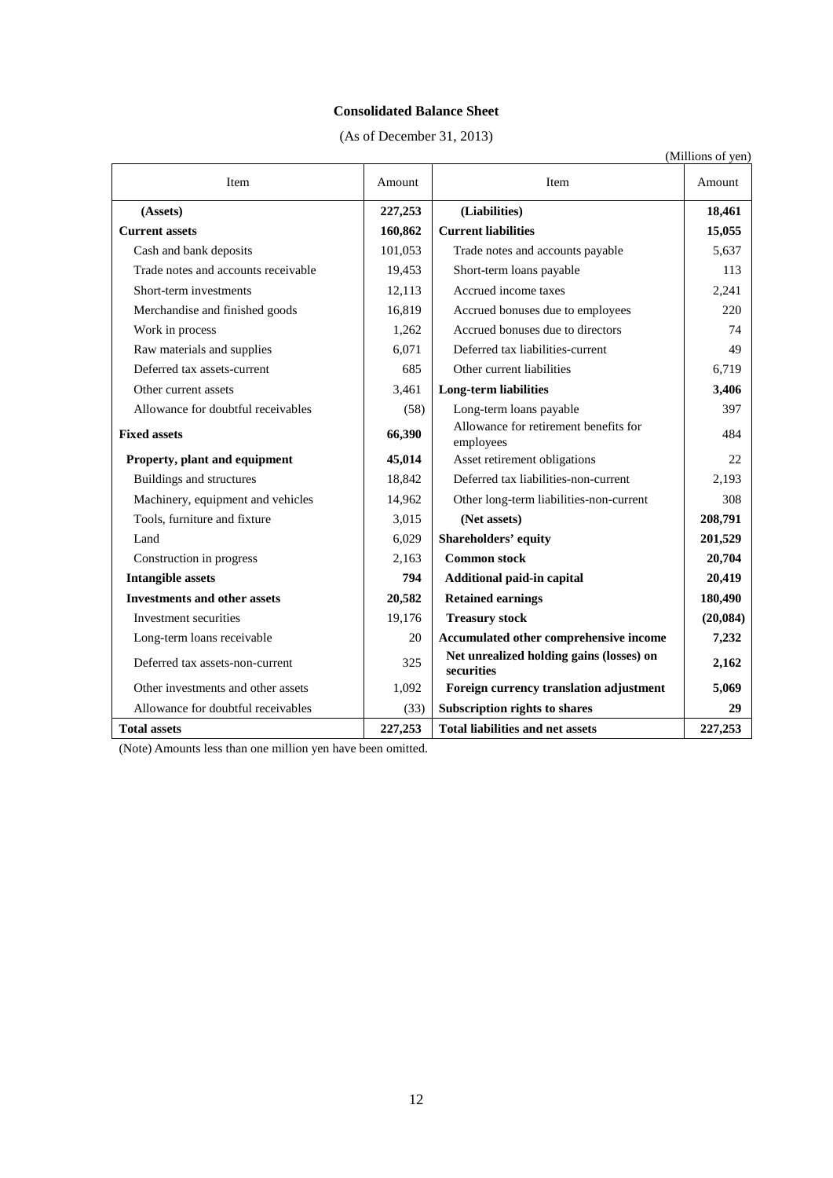# Consolidated Balance Sheet

(As of December 31, 2013)

(Millions of yen)

| Item | Amount | Item | Amount |
|---|---|---|---|
| **(Assets)** | **227,253** | **(Liabilities)** | **18,461** |
| **Current assets** | **160,862** | **Current liabilities** | **15,055** |
| Cash and bank deposits | 101,053 | Trade notes and accounts payable | 5,637 |
| Trade notes and accounts receivable | 19,453 | Short-term loans payable | 113 |
| Short-term investments | 12,113 | Accrued income taxes | 2,241 |
| Merchandise and finished goods | 16,819 | Accrued bonuses due to employees | 220 |
| Work in process | 1,262 | Accrued bonuses due to directors | 74 |
| Raw materials and supplies | 6,071 | Deferred tax liabilities-current | 49 |
| Deferred tax assets-current | 685 | Other current liabilities | 6,719 |
| Other current assets | 3,461 | **Long-term liabilities** | **3,406** |
| Allowance for doubtful receivables | (58) | Long-term loans payable | 397 |
| **Fixed assets** | **66,390** | Allowance for retirement benefits for employees | 484 |
| **Property, plant and equipment** | **45,014** | Asset retirement obligations | 22 |
| Buildings and structures | 18,842 | Deferred tax liabilities-non-current | 2,193 |
| Machinery, equipment and vehicles | 14,962 | Other long-term liabilities-non-current | 308 |
| Tools, furniture and fixture | 3,015 | **(Net assets)** | **208,791** |
| Land | 6,029 | **Shareholders' equity** | **201,529** |
| Construction in progress | 2,163 | **Common stock** | **20,704** |
| **Intangible assets** | **794** | **Additional paid-in capital** | **20,419** |
| **Investments and other assets** | **20,582** | **Retained earnings** | **180,490** |
| Investment securities | 19,176 | **Treasury stock** | **(20,084)** |
| Long-term loans receivable | 20 | **Accumulated other comprehensive income** | **7,232** |
| Deferred tax assets-non-current | 325 | **Net unrealized holding gains (losses) on securities** | **2,162** |
| Other investments and other assets | 1,092 | **Foreign currency translation adjustment** | **5,069** |
| Allowance for doubtful receivables | (33) | **Subscription rights to shares** | **29** |
| **Total assets** | **227,253** | **Total liabilities and net assets** | **227,253** |

(Note) Amounts less than one million yen have been omitted.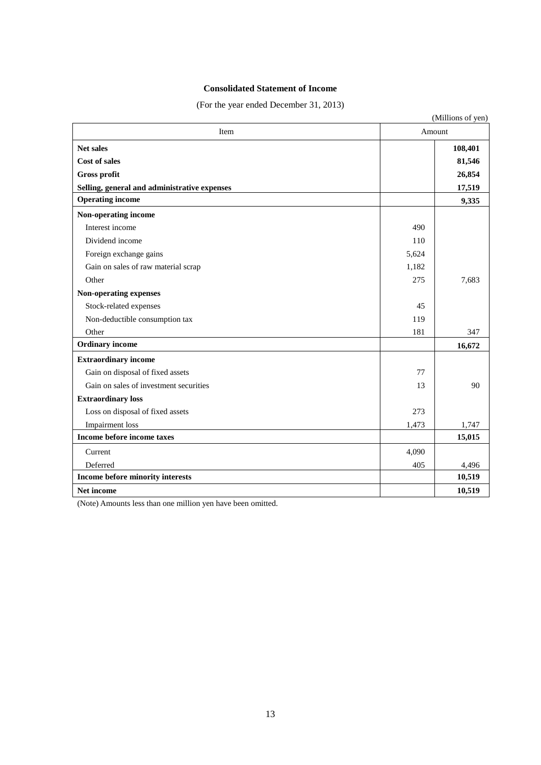# Consolidated Statement of Income

(For the year ended December 31, 2013)

(Millions of yen)

| Item | Amount | |
|---|---|---|
| **Net sales** | | **108,401** |
| **Cost of sales** | | **81,546** |
| **Gross profit** | | **26,854** |
| **Selling, general and administrative expenses** | | **17,519** |
| **Operating income** | | **9,335** |
| **Non-operating income** | | |
| Interest income | 490 | |
| Dividend income | 110 | |
| Foreign exchange gains | 5,624 | |
| Gain on sales of raw material scrap | 1,182 | |
| Other | 275 | 7,683 |
| **Non-operating expenses** | | |
| Stock-related expenses | 45 | |
| Non-deductible consumption tax | 119 | |
| Other | 181 | 347 |
| **Ordinary income** | | **16,672** |
| **Extraordinary income** | | |
| Gain on disposal of fixed assets | 77 | |
| Gain on sales of investment securities | 13 | 90 |
| **Extraordinary loss** | | |
| Loss on disposal of fixed assets | 273 | |
| Impairment loss | 1,473 | 1,747 |
| **Income before income taxes** | | **15,015** |
| Current | 4,090 | |
| Deferred | 405 | 4,496 |
| **Income before minority interests** | | **10,519** |
| **Net income** | | **10,519** |

(Note) Amounts less than one million yen have been omitted.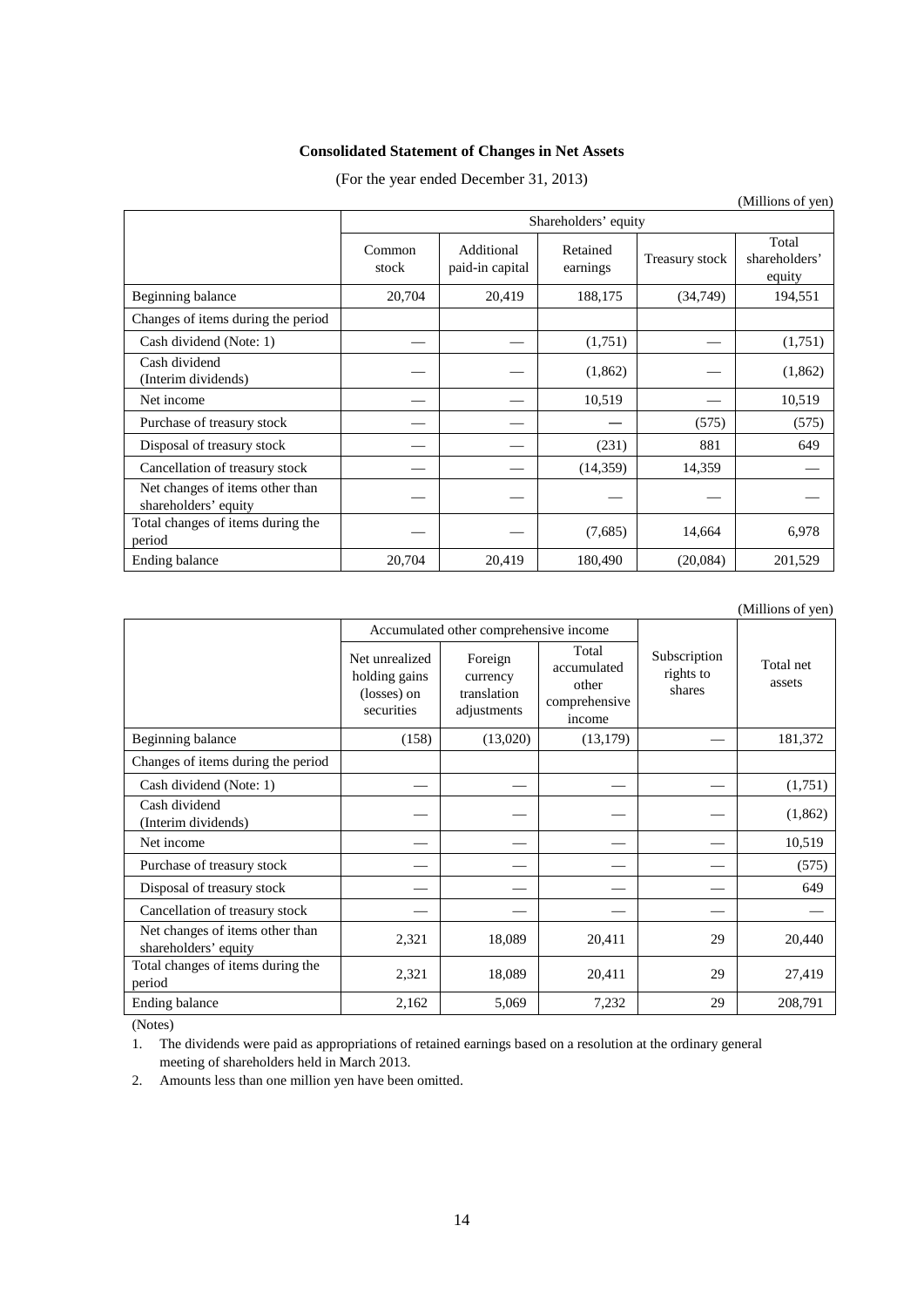## Consolidated Statement of Changes in Net Assets

(For the year ended December 31, 2013)

(Millions of yen)

| | Shareholders' equity | | | | |
|---|---|---|---|---|---|
| | Common stock | Additional paid-in capital | Retained earnings | Treasury stock | Total shareholders' equity |
| Beginning balance | 20,704 | 20,419 | 188,175 | (34,749) | 194,551 |
| Changes of items during the period | | | | | |
| Cash dividend (Note: 1) | — | — | (1,751) | — | (1,751) |
| Cash dividend (Interim dividends) | — | — | (1,862) | — | (1,862) |
| Net income | — | — | 10,519 | — | 10,519 |
| Purchase of treasury stock | — | — | — | (575) | (575) |
| Disposal of treasury stock | — | — | (231) | 881 | 649 |
| Cancellation of treasury stock | — | — | (14,359) | 14,359 | — |
| Net changes of items other than shareholders' equity | — | — | — | — | — |
| Total changes of items during the period | — | — | (7,685) | 14,664 | 6,978 |
| Ending balance | 20,704 | 20,419 | 180,490 | (20,084) | 201,529 |

(Millions of yen)

| | Accumulated other comprehensive income | | | Subscription rights to shares | Total net assets |
|---|---|---|---|---|---|
| | Net unrealized holding gains (losses) on securities | Foreign currency translation adjustments | Total accumulated other comprehensive income | | |
| Beginning balance | (158) | (13,020) | (13,179) | — | 181,372 |
| Changes of items during the period | | | | | |
| Cash dividend (Note: 1) | — | — | — | — | (1,751) |
| Cash dividend (Interim dividends) | — | — | — | — | (1,862) |
| Net income | — | — | — | — | 10,519 |
| Purchase of treasury stock | — | — | — | — | (575) |
| Disposal of treasury stock | — | — | — | — | 649 |
| Cancellation of treasury stock | — | — | — | — | — |
| Net changes of items other than shareholders' equity | 2,321 | 18,089 | 20,411 | 29 | 20,440 |
| Total changes of items during the period | 2,321 | 18,089 | 20,411 | 29 | 27,419 |
| Ending balance | 2,162 | 5,069 | 7,232 | 29 | 208,791 |

(Notes)

1. The dividends were paid as appropriations of retained earnings based on a resolution at the ordinary general meeting of shareholders held in March 2013.
2. Amounts less than one million yen have been omitted.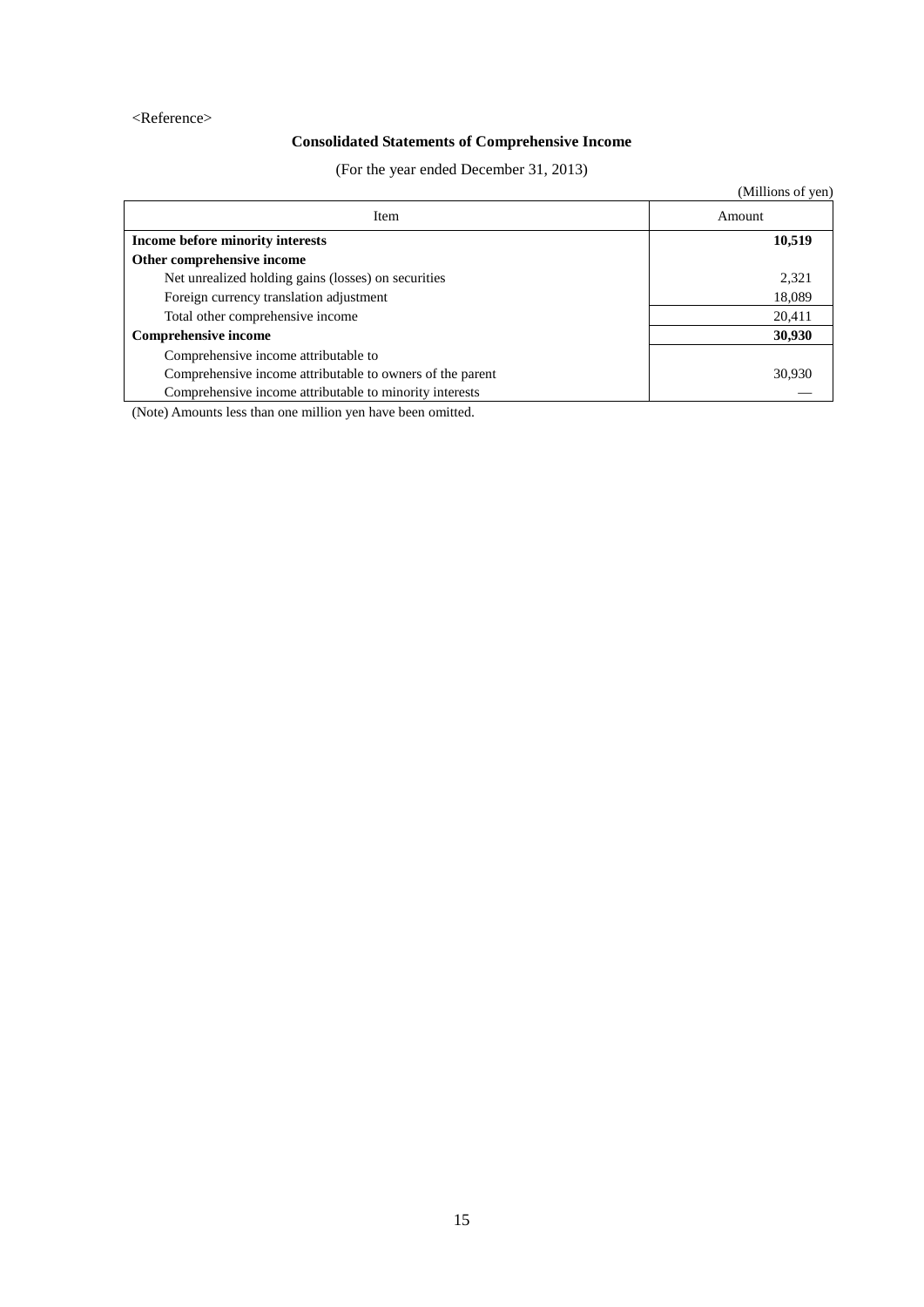<Reference>

## Consolidated Statements of Comprehensive Income

(For the year ended December 31, 2013)

(Millions of yen)

| Item | Amount |
|---|---|
| **Income before minority interests** | **10,519** |
| **Other comprehensive income** | |
| Net unrealized holding gains (losses) on securities | 2,321 |
| Foreign currency translation adjustment | 18,089 |
| Total other comprehensive income | 20,411 |
| **Comprehensive income** | **30,930** |
| Comprehensive income attributable to | |
| Comprehensive income attributable to owners of the parent | 30,930 |
| Comprehensive income attributable to minority interests | — |

(Note) Amounts less than one million yen have been omitted.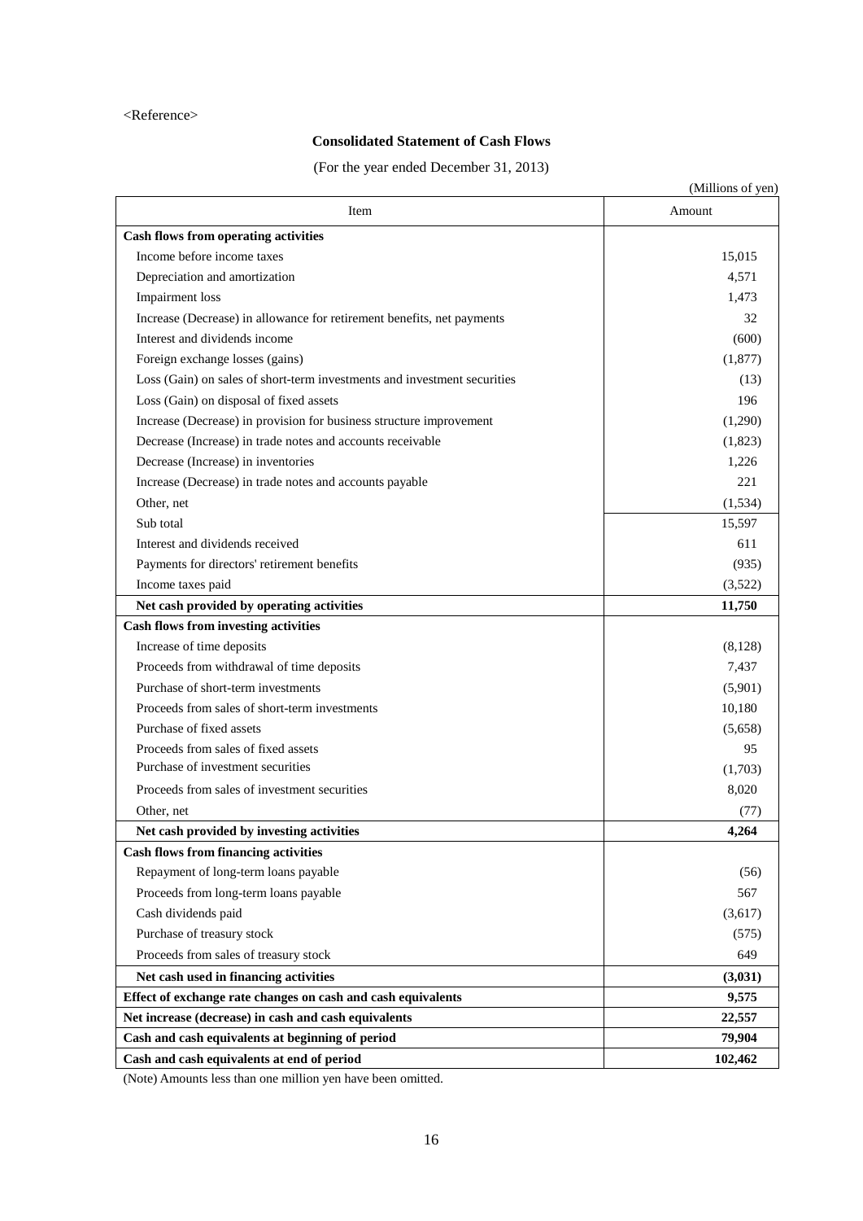<Reference>

## Consolidated Statement of Cash Flows

(For the year ended December 31, 2013)

(Millions of yen)

| Item | Amount |
|---|---|
| **Cash flows from operating activities** | |
| Income before income taxes | 15,015 |
| Depreciation and amortization | 4,571 |
| Impairment loss | 1,473 |
| Increase (Decrease) in allowance for retirement benefits, net payments | 32 |
| Interest and dividends income | (600) |
| Foreign exchange losses (gains) | (1,877) |
| Loss (Gain) on sales of short-term investments and investment securities | (13) |
| Loss (Gain) on disposal of fixed assets | 196 |
| Increase (Decrease) in provision for business structure improvement | (1,290) |
| Decrease (Increase) in trade notes and accounts receivable | (1,823) |
| Decrease (Increase) in inventories | 1,226 |
| Increase (Decrease) in trade notes and accounts payable | 221 |
| Other, net | (1,534) |
| Sub total | 15,597 |
| Interest and dividends received | 611 |
| Payments for directors' retirement benefits | (935) |
| Income taxes paid | (3,522) |
| **Net cash provided by operating activities** | **11,750** |
| **Cash flows from investing activities** | |
| Increase of time deposits | (8,128) |
| Proceeds from withdrawal of time deposits | 7,437 |
| Purchase of short-term investments | (5,901) |
| Proceeds from sales of short-term investments | 10,180 |
| Purchase of fixed assets | (5,658) |
| Proceeds from sales of fixed assets | 95 |
| Purchase of investment securities | (1,703) |
| Proceeds from sales of investment securities | 8,020 |
| Other, net | (77) |
| **Net cash provided by investing activities** | **4,264** |
| **Cash flows from financing activities** | |
| Repayment of long-term loans payable | (56) |
| Proceeds from long-term loans payable | 567 |
| Cash dividends paid | (3,617) |
| Purchase of treasury stock | (575) |
| Proceeds from sales of treasury stock | 649 |
| **Net cash used in financing activities** | **(3,031)** |
| **Effect of exchange rate changes on cash and cash equivalents** | **9,575** |
| **Net increase (decrease) in cash and cash equivalents** | **22,557** |
| **Cash and cash equivalents at beginning of period** | **79,904** |
| **Cash and cash equivalents at end of period** | **102,462** |

(Note) Amounts less than one million yen have been omitted.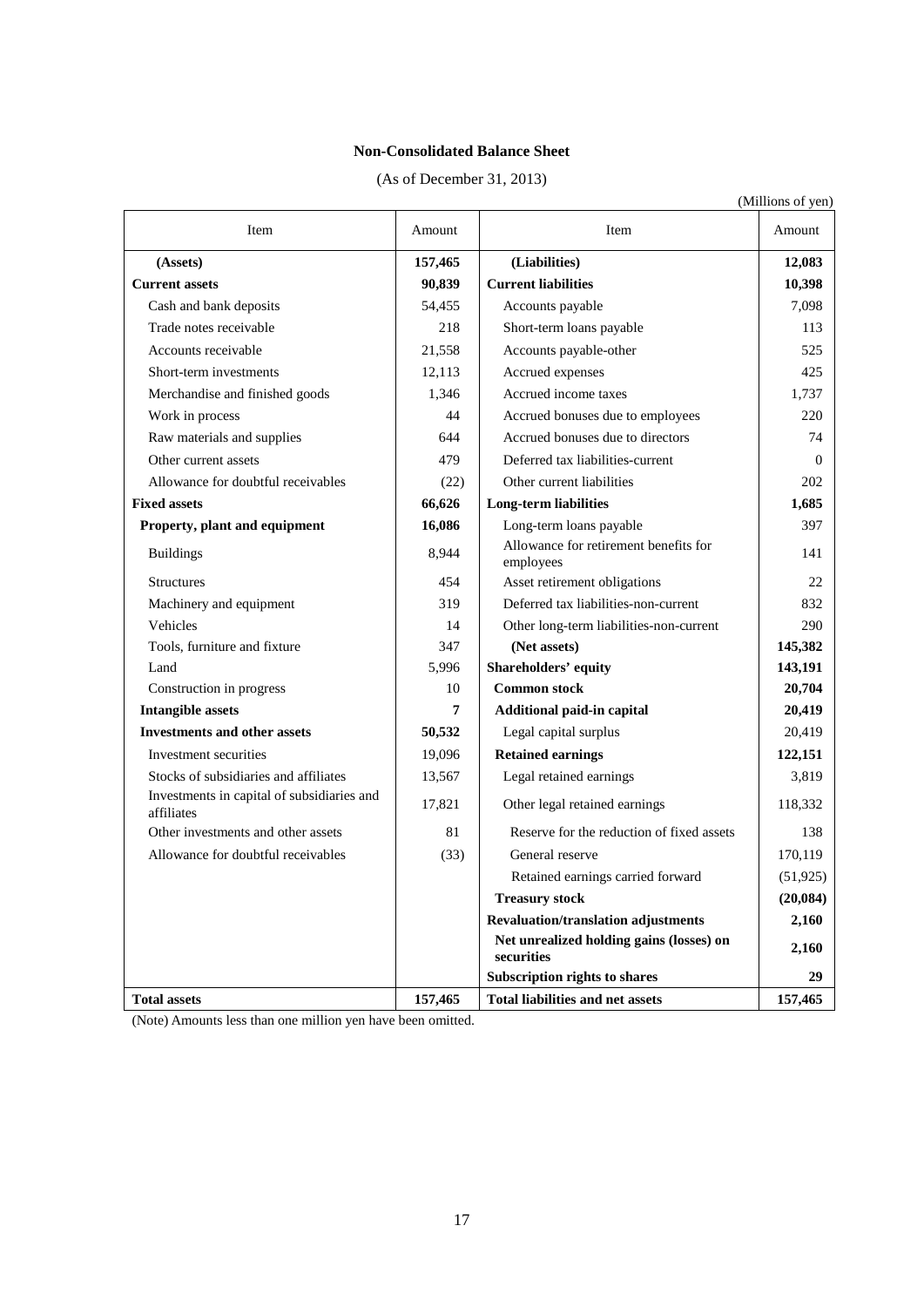**Non-Consolidated Balance Sheet**

(As of December 31, 2013)

(Millions of yen)

| Item | Amount | Item | Amount |
|---|---|---|---|
| **(Assets)** | **157,465** | **(Liabilities)** | **12,083** |
| **Current assets** | **90,839** | **Current liabilities** | **10,398** |
| Cash and bank deposits | 54,455 | Accounts payable | 7,098 |
| Trade notes receivable | 218 | Short-term loans payable | 113 |
| Accounts receivable | 21,558 | Accounts payable-other | 525 |
| Short-term investments | 12,113 | Accrued expenses | 425 |
| Merchandise and finished goods | 1,346 | Accrued income taxes | 1,737 |
| Work in process | 44 | Accrued bonuses due to employees | 220 |
| Raw materials and supplies | 644 | Accrued bonuses due to directors | 74 |
| Other current assets | 479 | Deferred tax liabilities-current | 0 |
| Allowance for doubtful receivables | (22) | Other current liabilities | 202 |
| **Fixed assets** | **66,626** | **Long-term liabilities** | **1,685** |
| **Property, plant and equipment** | **16,086** | Long-term loans payable | 397 |
| Buildings | 8,944 | Allowance for retirement benefits for employees | 141 |
| Structures | 454 | Asset retirement obligations | 22 |
| Machinery and equipment | 319 | Deferred tax liabilities-non-current | 832 |
| Vehicles | 14 | Other long-term liabilities-non-current | 290 |
| Tools, furniture and fixture | 347 | **(Net assets)** | **145,382** |
| Land | 5,996 | **Shareholders' equity** | **143,191** |
| Construction in progress | 10 | **Common stock** | **20,704** |
| **Intangible assets** | **7** | **Additional paid-in capital** | **20,419** |
| **Investments and other assets** | **50,532** | Legal capital surplus | 20,419 |
| Investment securities | 19,096 | **Retained earnings** | **122,151** |
| Stocks of subsidiaries and affiliates | 13,567 | Legal retained earnings | 3,819 |
| Investments in capital of subsidiaries and affiliates | 17,821 | Other legal retained earnings | 118,332 |
| Other investments and other assets | 81 | Reserve for the reduction of fixed assets | 138 |
| Allowance for doubtful receivables | (33) | General reserve | 170,119 |
| | | Retained earnings carried forward | (51,925) |
| | | **Treasury stock** | **(20,084)** |
| | | **Revaluation/translation adjustments** | **2,160** |
| | | **Net unrealized holding gains (losses) on securities** | **2,160** |
| | | **Subscription rights to shares** | **29** |
| **Total assets** | **157,465** | **Total liabilities and net assets** | **157,465** |

(Note) Amounts less than one million yen have been omitted.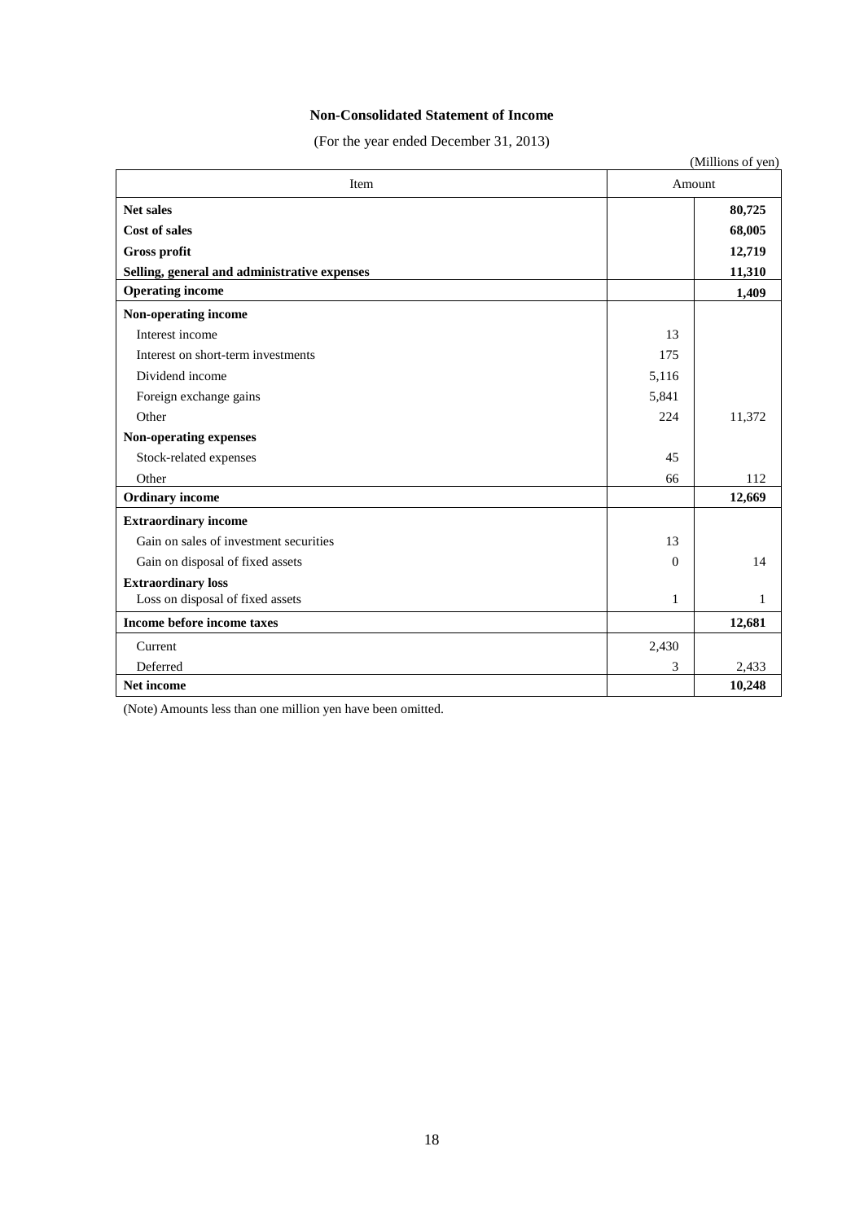**Non-Consolidated Statement of Income**

(For the year ended December 31, 2013)

(Millions of yen)

| Item | Amount | |
|---|---|---|
| **Net sales** | | **80,725** |
| **Cost of sales** | | **68,005** |
| **Gross profit** | | **12,719** |
| **Selling, general and administrative expenses** | | **11,310** |
| **Operating income** | | **1,409** |
| **Non-operating income** | | |
| Interest income | 13 | |
| Interest on short-term investments | 175 | |
| Dividend income | 5,116 | |
| Foreign exchange gains | 5,841 | |
| Other | 224 | 11,372 |
| **Non-operating expenses** | | |
| Stock-related expenses | 45 | |
| Other | 66 | 112 |
| **Ordinary income** | | **12,669** |
| **Extraordinary income** | | |
| Gain on sales of investment securities | 13 | |
| Gain on disposal of fixed assets | 0 | 14 |
| **Extraordinary loss** | | |
| Loss on disposal of fixed assets | 1 | 1 |
| **Income before income taxes** | | **12,681** |
| Current | 2,430 | |
| Deferred | 3 | 2,433 |
| **Net income** | | **10,248** |

(Note) Amounts less than one million yen have been omitted.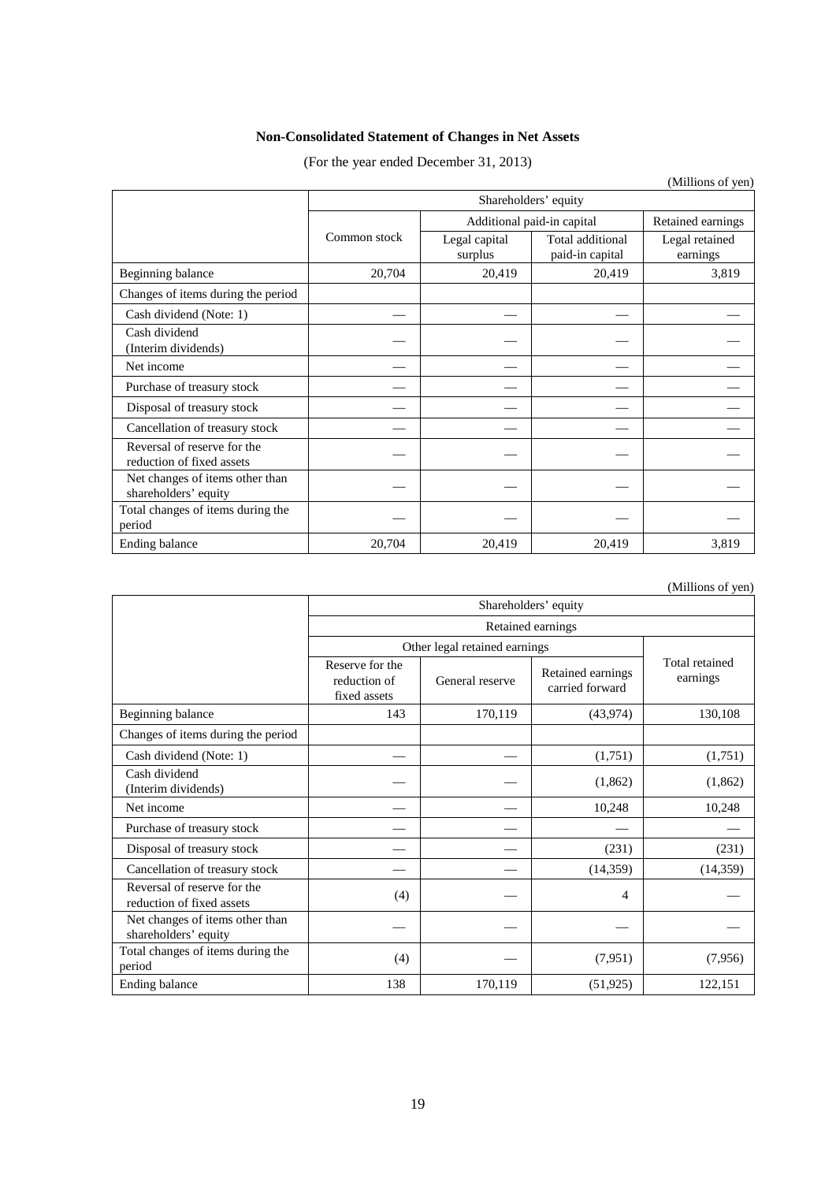**Non-Consolidated Statement of Changes in Net Assets**

(For the year ended December 31, 2013)

(Millions of yen)

| | Shareholders' equity | | | |
|---|---|---|---|---|
| | Common stock | Additional paid-in capital | | Retained earnings |
| | | Legal capital surplus | Total additional paid-in capital | Legal retained earnings |
| Beginning balance | 20,704 | 20,419 | 20,419 | 3,819 |
| Changes of items during the period | | | | |
| Cash dividend (Note: 1) | — | — | — | — |
| Cash dividend (Interim dividends) | — | — | — | — |
| Net income | — | — | — | — |
| Purchase of treasury stock | — | — | — | — |
| Disposal of treasury stock | — | — | — | — |
| Cancellation of treasury stock | — | — | — | — |
| Reversal of reserve for the reduction of fixed assets | — | — | — | — |
| Net changes of items other than shareholders' equity | — | — | — | — |
| Total changes of items during the period | — | — | — | — |
| Ending balance | 20,704 | 20,419 | 20,419 | 3,819 |

(Millions of yen)

| | Shareholders' equity | | | |
|---|---|---|---|---|
| | Retained earnings | | | |
| | Other legal retained earnings | | | Total retained earnings |
| | Reserve for the reduction of fixed assets | General reserve | Retained earnings carried forward | |
| Beginning balance | 143 | 170,119 | (43,974) | 130,108 |
| Changes of items during the period | | | | |
| Cash dividend (Note: 1) | — | — | (1,751) | (1,751) |
| Cash dividend (Interim dividends) | — | — | (1,862) | (1,862) |
| Net income | — | — | 10,248 | 10,248 |
| Purchase of treasury stock | — | — | — | — |
| Disposal of treasury stock | — | — | (231) | (231) |
| Cancellation of treasury stock | — | — | (14,359) | (14,359) |
| Reversal of reserve for the reduction of fixed assets | (4) | — | 4 | — |
| Net changes of items other than shareholders' equity | — | — | — | — |
| Total changes of items during the period | (4) | — | (7,951) | (7,956) |
| Ending balance | 138 | 170,119 | (51,925) | 122,151 |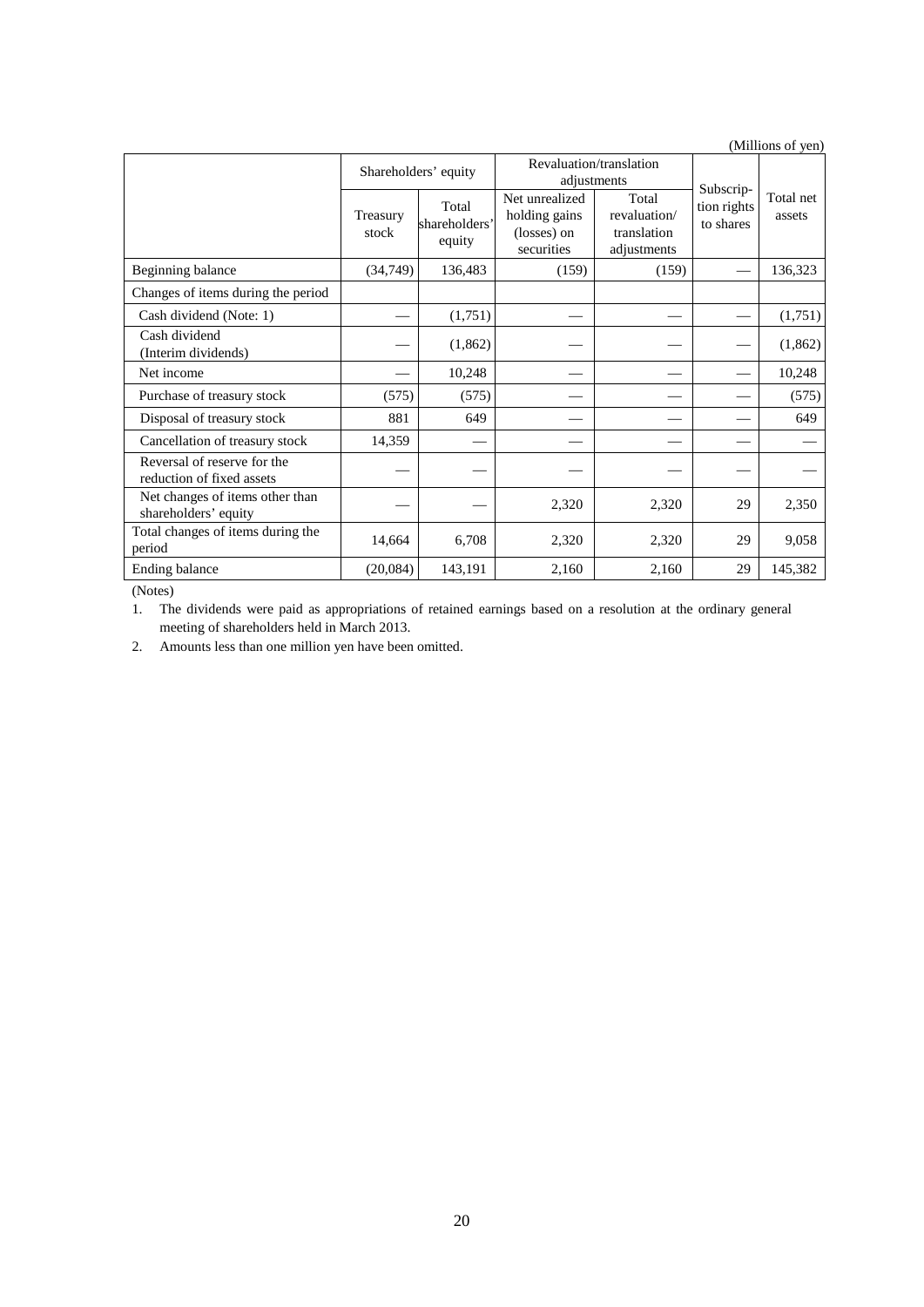(Millions of yen)

| | Shareholders' equity | | Revaluation/translation adjustments | | Subscrip-tion rights to shares | Total net assets |
|---|---|---|---|---|---|---|
| | Treasury stock | Total shareholders' equity | Net unrealized holding gains (losses) on securities | Total revaluation/ translation adjustments | | |
| Beginning balance | (34,749) | 136,483 | (159) | (159) | — | 136,323 |
| Changes of items during the period | | | | | | |
| Cash dividend (Note: 1) | — | (1,751) | — | — | — | (1,751) |
| Cash dividend (Interim dividends) | — | (1,862) | — | — | — | (1,862) |
| Net income | — | 10,248 | — | — | — | 10,248 |
| Purchase of treasury stock | (575) | (575) | — | — | — | (575) |
| Disposal of treasury stock | 881 | 649 | — | — | — | 649 |
| Cancellation of treasury stock | 14,359 | — | — | — | — | — |
| Reversal of reserve for the reduction of fixed assets | — | — | — | — | — | — |
| Net changes of items other than shareholders' equity | — | — | 2,320 | 2,320 | 29 | 2,350 |
| Total changes of items during the period | 14,664 | 6,708 | 2,320 | 2,320 | 29 | 9,058 |
| Ending balance | (20,084) | 143,191 | 2,160 | 2,160 | 29 | 145,382 |

(Notes)

1. The dividends were paid as appropriations of retained earnings based on a resolution at the ordinary general meeting of shareholders held in March 2013.
2. Amounts less than one million yen have been omitted.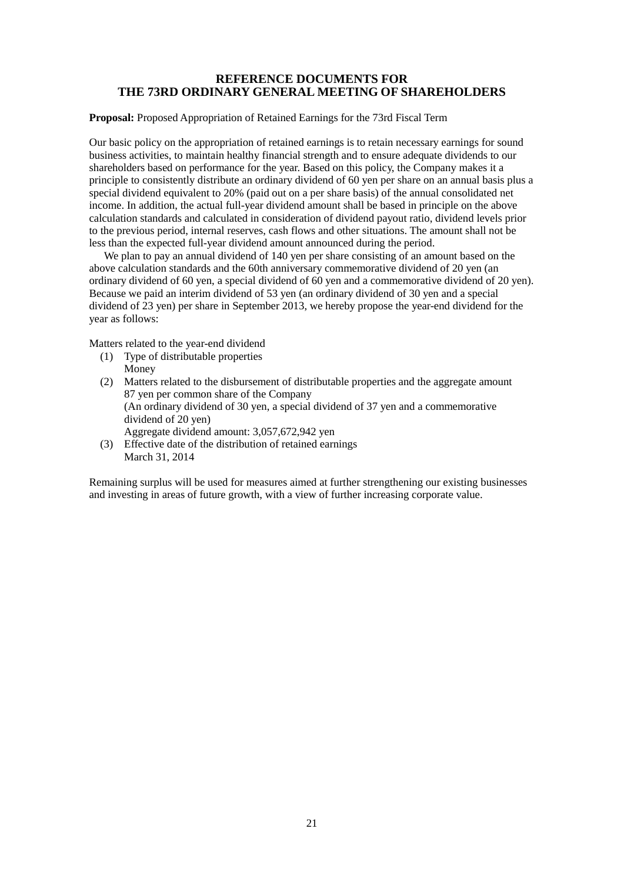# REFERENCE DOCUMENTS FOR THE 73RD ORDINARY GENERAL MEETING OF SHAREHOLDERS

**Proposal:** Proposed Appropriation of Retained Earnings for the 73rd Fiscal Term

Our basic policy on the appropriation of retained earnings is to retain necessary earnings for sound business activities, to maintain healthy financial strength and to ensure adequate dividends to our shareholders based on performance for the year. Based on this policy, the Company makes it a principle to consistently distribute an ordinary dividend of 60 yen per share on an annual basis plus a special dividend equivalent to 20% (paid out on a per share basis) of the annual consolidated net income. In addition, the actual full-year dividend amount shall be based in principle on the above calculation standards and calculated in consideration of dividend payout ratio, dividend levels prior to the previous period, internal reserves, cash flows and other situations. The amount shall not be less than the expected full-year dividend amount announced during the period.

We plan to pay an annual dividend of 140 yen per share consisting of an amount based on the above calculation standards and the 60th anniversary commemorative dividend of 20 yen (an ordinary dividend of 60 yen, a special dividend of 60 yen and a commemorative dividend of 20 yen). Because we paid an interim dividend of 53 yen (an ordinary dividend of 30 yen and a special dividend of 23 yen) per share in September 2013, we hereby propose the year-end dividend for the year as follows:

Matters related to the year-end dividend

(1) Type of distributable properties
    Money
(2) Matters related to the disbursement of distributable properties and the aggregate amount
    87 yen per common share of the Company
    (An ordinary dividend of 30 yen, a special dividend of 37 yen and a commemorative dividend of 20 yen)
    Aggregate dividend amount: 3,057,672,942 yen
(3) Effective date of the distribution of retained earnings
    March 31, 2014

Remaining surplus will be used for measures aimed at further strengthening our existing businesses and investing in areas of future growth, with a view of further increasing corporate value.